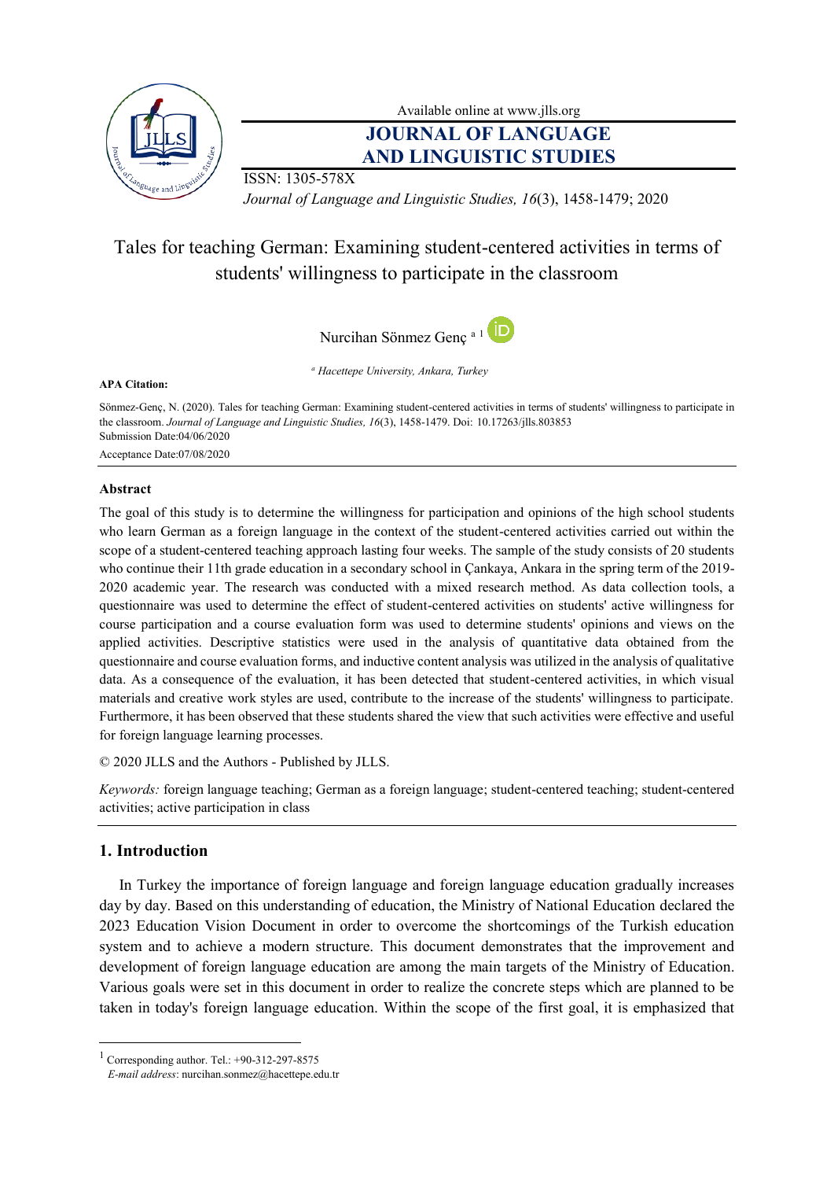Available online at www.jlls.org

**JOURNAL OF LANGUAGE AND LINGUISTIC STUDIES**

ISSN: 1305-578X

*Journal of Language and Linguistic Studies, 16*(3), 1458-1479; 2020

# Tales for teaching German: Examining student-centered activities in terms of students' willingness to participate in the classroom

Nurcihan Sönmez Genç [a 1]

[a] *Hacettepe University, Ankara, Turkey*

**APA Citation:**

Sönmez-Genç, N. (2020). Tales for teaching German: Examining student-centered activities in terms of students' willingness to participate in the classroom. *Journal of Language and Linguistic Studies, 16*(3), 1458-1479. Doi: 10.17263/jlls.803853

Submission Date:04/06/2020

Acceptance Date:07/08/2020

**Abstract**

The goal of this study is to determine the willingness for participation and opinions of the high school students who learn German as a foreign language in the context of the student-centered activities carried out within the scope of a student-centered teaching approach lasting four weeks. The sample of the study consists of 20 students who continue their 11th grade education in a secondary school in Çankaya, Ankara in the spring term of the 2019-2020 academic year. The research was conducted with a mixed research method. As data collection tools, a questionnaire was used to determine the effect of student-centered activities on students' active willingness for course participation and a course evaluation form was used to determine students' opinions and views on the applied activities. Descriptive statistics were used in the analysis of quantitative data obtained from the questionnaire and course evaluation forms, and inductive content analysis was utilized in the analysis of qualitative data. As a consequence of the evaluation, it has been detected that student-centered activities, in which visual materials and creative work styles are used, contribute to the increase of the students' willingness to participate. Furthermore, it has been observed that these students shared the view that such activities were effective and useful for foreign language learning processes.

© 2020 JLLS and the Authors - Published by JLLS.

*Keywords:* foreign language teaching; German as a foreign language; student-centered teaching; student-centered activities; active participation in class

## 1. Introduction

In Turkey the importance of foreign language and foreign language education gradually increases day by day. Based on this understanding of education, the Ministry of National Education declared the 2023 Education Vision Document in order to overcome the shortcomings of the Turkish education system and to achieve a modern structure. This document demonstrates that the improvement and development of foreign language education are among the main targets of the Ministry of Education. Various goals were set in this document in order to realize the concrete steps which are planned to be taken in today's foreign language education. Within the scope of the first goal, it is emphasized that

---

[1] Corresponding author. Tel.: +90-312-297-8575
*E-mail address*: nurcihan.sonmez@hacettepe.edu.tr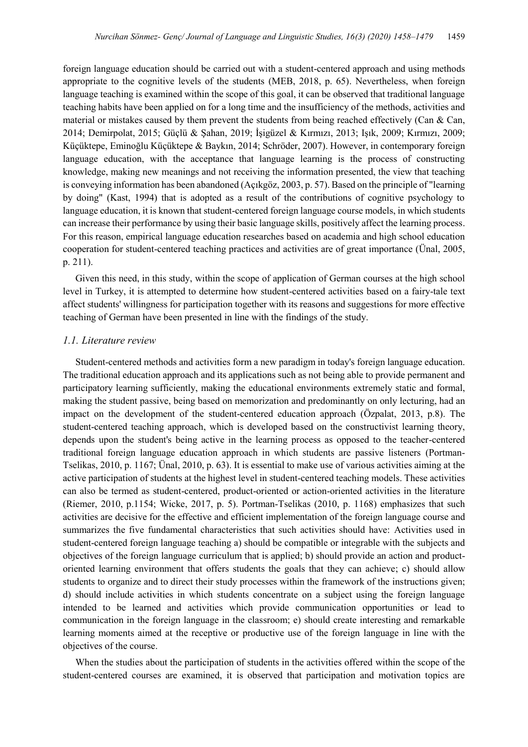foreign language education should be carried out with a student-centered approach and using methods appropriate to the cognitive levels of the students (MEB, 2018, p. 65). Nevertheless, when foreign language teaching is examined within the scope of this goal, it can be observed that traditional language teaching habits have been applied on for a long time and the insufficiency of the methods, activities and material or mistakes caused by them prevent the students from being reached effectively (Can & Can, 2014; Demirpolat, 2015; Güçlü & Şahan, 2019; İşigüzel & Kırmızı, 2013; Işık, 2009; Kırmızı, 2009; Küçüktepe, Eminoğlu Küçüktepe & Baykın, 2014; Schröder, 2007). However, in contemporary foreign language education, with the acceptance that language learning is the process of constructing knowledge, making new meanings and not receiving the information presented, the view that teaching is conveying information has been abandoned (Açıkgöz, 2003, p. 57). Based on the principle of "learning by doing" (Kast, 1994) that is adopted as a result of the contributions of cognitive psychology to language education, it is known that student-centered foreign language course models, in which students can increase their performance by using their basic language skills, positively affect the learning process. For this reason, empirical language education researches based on academia and high school education cooperation for student-centered teaching practices and activities are of great importance (Ünal, 2005, p. 211).

Given this need, in this study, within the scope of application of German courses at the high school level in Turkey, it is attempted to determine how student-centered activities based on a fairy-tale text affect students' willingness for participation together with its reasons and suggestions for more effective teaching of German have been presented in line with the findings of the study.

### *1.1. Literature review*

Student-centered methods and activities form a new paradigm in today's foreign language education. The traditional education approach and its applications such as not being able to provide permanent and participatory learning sufficiently, making the educational environments extremely static and formal, making the student passive, being based on memorization and predominantly on only lecturing, had an impact on the development of the student-centered education approach (Özpalat, 2013, p.8). The student-centered teaching approach, which is developed based on the constructivist learning theory, depends upon the student's being active in the learning process as opposed to the teacher-centered traditional foreign language education approach in which students are passive listeners (Portman-Tselikas, 2010, p. 1167; Ünal, 2010, p. 63). It is essential to make use of various activities aiming at the active participation of students at the highest level in student-centered teaching models. These activities can also be termed as student-centered, product-oriented or action-oriented activities in the literature (Riemer, 2010, p.1154; Wicke, 2017, p. 5). Portman-Tselikas (2010, p. 1168) emphasizes that such activities are decisive for the effective and efficient implementation of the foreign language course and summarizes the five fundamental characteristics that such activities should have: Activities used in student-centered foreign language teaching a) should be compatible or integrable with the subjects and objectives of the foreign language curriculum that is applied; b) should provide an action and product-oriented learning environment that offers students the goals that they can achieve; c) should allow students to organize and to direct their study processes within the framework of the instructions given; d) should include activities in which students concentrate on a subject using the foreign language intended to be learned and activities which provide communication opportunities or lead to communication in the foreign language in the classroom; e) should create interesting and remarkable learning moments aimed at the receptive or productive use of the foreign language in line with the objectives of the course.

When the studies about the participation of students in the activities offered within the scope of the student-centered courses are examined, it is observed that participation and motivation topics are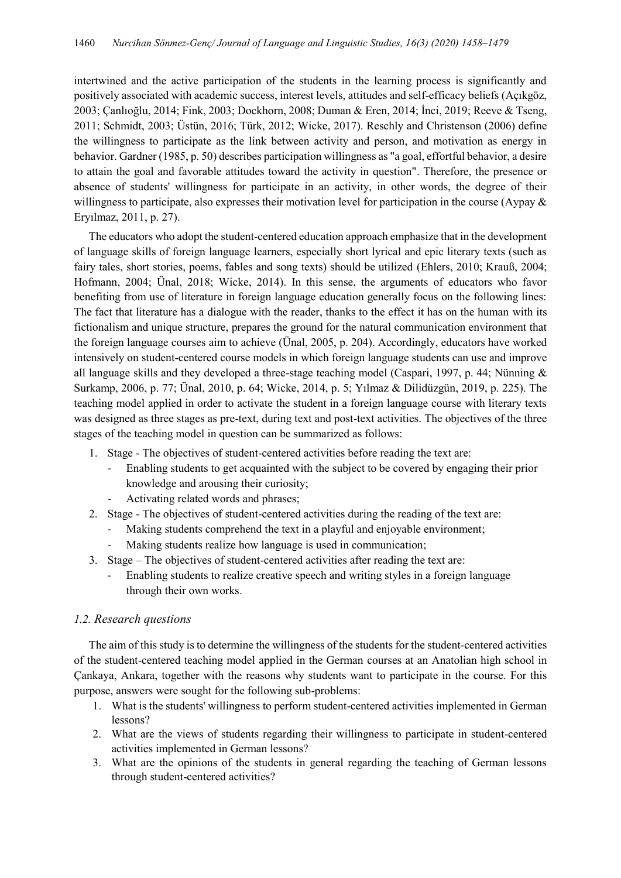intertwined and the active participation of the students in the learning process is significantly and positively associated with academic success, interest levels, attitudes and self-efficacy beliefs (Açıkgöz, 2003; Çanlıoğlu, 2014; Fink, 2003; Dockhorn, 2008; Duman & Eren, 2014; İnci, 2019; Reeve & Tseng, 2011; Schmidt, 2003; Üstün, 2016; Türk, 2012; Wicke, 2017). Reschly and Christenson (2006) define the willingness to participate as the link between activity and person, and motivation as energy in behavior. Gardner (1985, p. 50) describes participation willingness as "a goal, effortful behavior, a desire to attain the goal and favorable attitudes toward the activity in question". Therefore, the presence or absence of students' willingness for participate in an activity, in other words, the degree of their willingness to participate, also expresses their motivation level for participation in the course (Aypay & Eryılmaz, 2011, p. 27).

The educators who adopt the student-centered education approach emphasize that in the development of language skills of foreign language learners, especially short lyrical and epic literary texts (such as fairy tales, short stories, poems, fables and song texts) should be utilized (Ehlers, 2010; Krauß, 2004; Hofmann, 2004; Ünal, 2018; Wicke, 2014). In this sense, the arguments of educators who favor benefiting from use of literature in foreign language education generally focus on the following lines: The fact that literature has a dialogue with the reader, thanks to the effect it has on the human with its fictionalism and unique structure, prepares the ground for the natural communication environment that the foreign language courses aim to achieve (Ünal, 2005, p. 204). Accordingly, educators have worked intensively on student-centered course models in which foreign language students can use and improve all language skills and they developed a three-stage teaching model (Caspari, 1997, p. 44; Nünning & Surkamp, 2006, p. 77; Ünal, 2010, p. 64; Wicke, 2014, p. 5; Yılmaz & Dilidüzgün, 2019, p. 225). The teaching model applied in order to activate the student in a foreign language course with literary texts was designed as three stages as pre-text, during text and post-text activities. The objectives of the three stages of the teaching model in question can be summarized as follows:

1. Stage - The objectives of student-centered activities before reading the text are:
   - Enabling students to get acquainted with the subject to be covered by engaging their prior knowledge and arousing their curiosity;
   - Activating related words and phrases;
2. Stage - The objectives of student-centered activities during the reading of the text are:
   - Making students comprehend the text in a playful and enjoyable environment;
   - Making students realize how language is used in communication;
3. Stage – The objectives of student-centered activities after reading the text are:
   - Enabling students to realize creative speech and writing styles in a foreign language through their own works.

### *1.2. Research questions*

The aim of this study is to determine the willingness of the students for the student-centered activities of the student-centered teaching model applied in the German courses at an Anatolian high school in Çankaya, Ankara, together with the reasons why students want to participate in the course. For this purpose, answers were sought for the following sub-problems:

1. What is the students' willingness to perform student-centered activities implemented in German lessons?
2. What are the views of students regarding their willingness to participate in student-centered activities implemented in German lessons?
3. What are the opinions of the students in general regarding the teaching of German lessons through student-centered activities?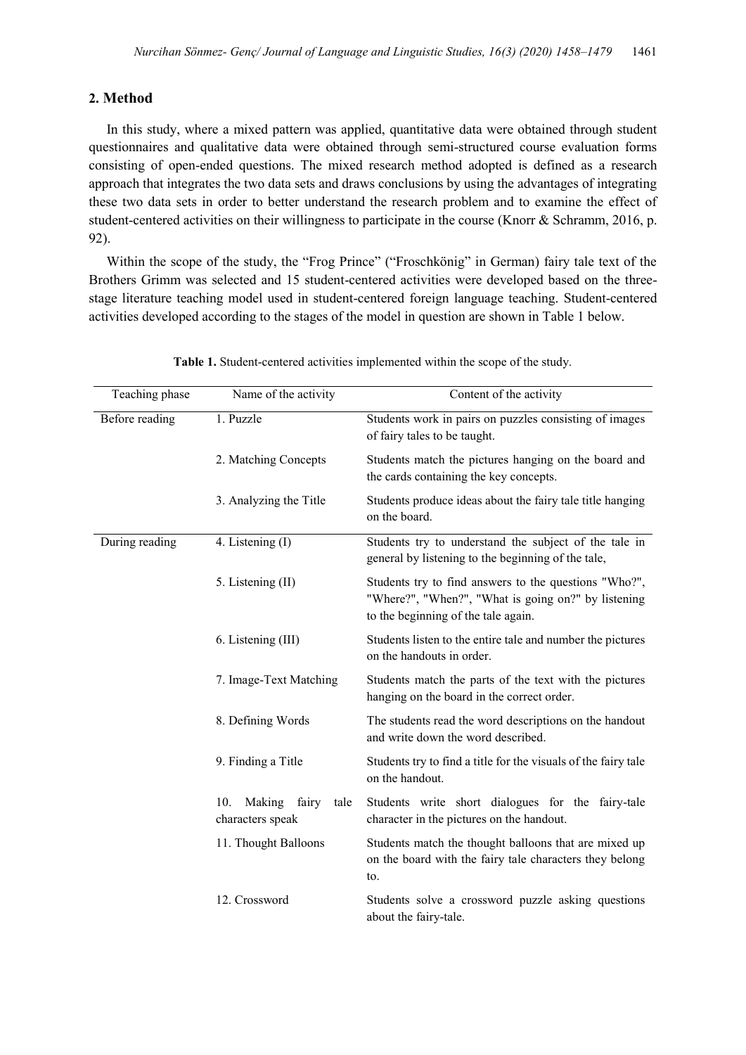## 2. Method

In this study, where a mixed pattern was applied, quantitative data were obtained through student questionnaires and qualitative data were obtained through semi-structured course evaluation forms consisting of open-ended questions. The mixed research method adopted is defined as a research approach that integrates the two data sets and draws conclusions by using the advantages of integrating these two data sets in order to better understand the research problem and to examine the effect of student-centered activities on their willingness to participate in the course (Knorr & Schramm, 2016, p. 92).

Within the scope of the study, the "Frog Prince" ("Froschkönig" in German) fairy tale text of the Brothers Grimm was selected and 15 student-centered activities were developed based on the three-stage literature teaching model used in student-centered foreign language teaching. Student-centered activities developed according to the stages of the model in question are shown in Table 1 below.

**Table 1.** Student-centered activities implemented within the scope of the study.

| Teaching phase | Name of the activity | Content of the activity |
|---|---|---|
| Before reading | 1. Puzzle | Students work in pairs on puzzles consisting of images of fairy tales to be taught. |
| | 2. Matching Concepts | Students match the pictures hanging on the board and the cards containing the key concepts. |
| | 3. Analyzing the Title | Students produce ideas about the fairy tale title hanging on the board. |
| During reading | 4. Listening (I) | Students try to understand the subject of the tale in general by listening to the beginning of the tale, |
| | 5. Listening (II) | Students try to find answers to the questions "Who?", "Where?", "When?", "What is going on?" by listening to the beginning of the tale again. |
| | 6. Listening (III) | Students listen to the entire tale and number the pictures on the handouts in order. |
| | 7. Image-Text Matching | Students match the parts of the text with the pictures hanging on the board in the correct order. |
| | 8. Defining Words | The students read the word descriptions on the handout and write down the word described. |
| | 9. Finding a Title | Students try to find a title for the visuals of the fairy tale on the handout. |
| | 10. Making fairy tale characters speak | Students write short dialogues for the fairy-tale character in the pictures on the handout. |
| | 11. Thought Balloons | Students match the thought balloons that are mixed up on the board with the fairy tale characters they belong to. |
| | 12. Crossword | Students solve a crossword puzzle asking questions about the fairy-tale. |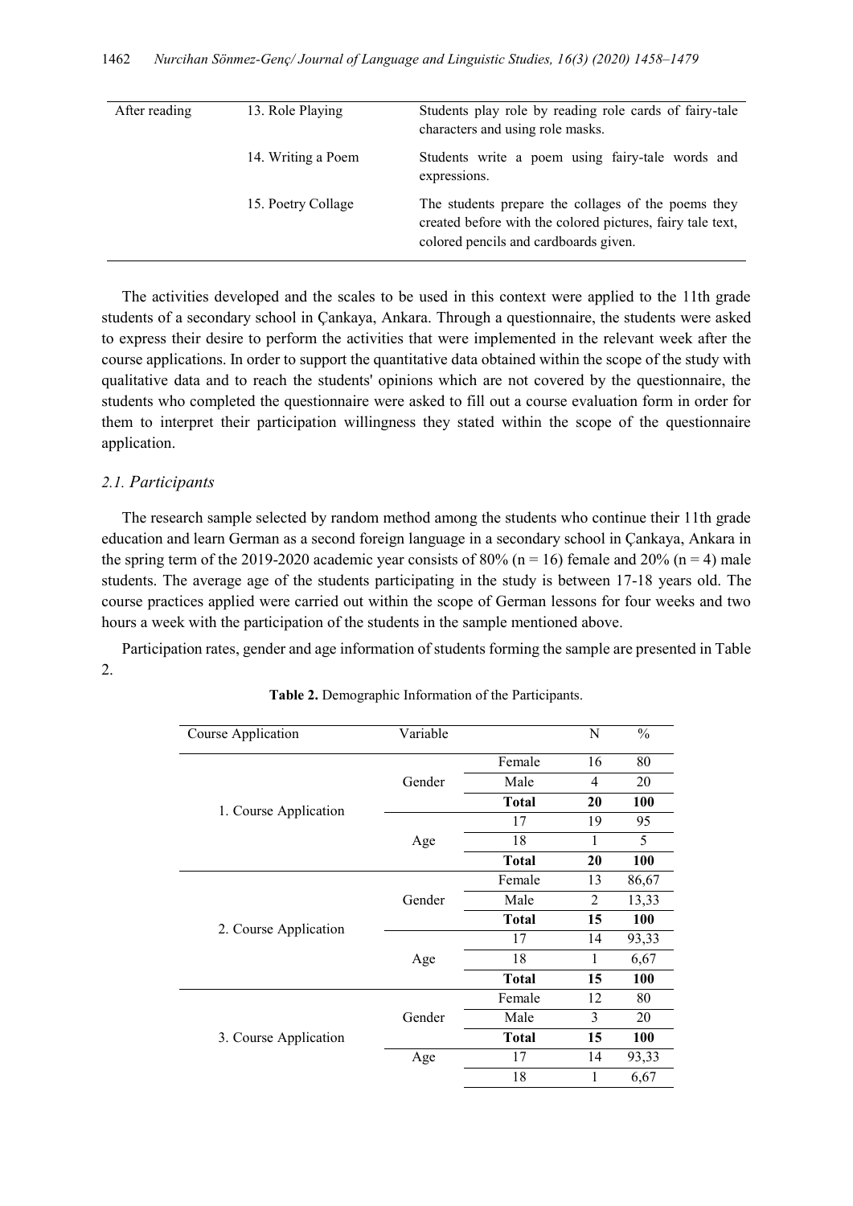| After reading | 13. Role Playing | Students play role by reading role cards of fairy-tale characters and using role masks. |
|---|---|---|
| | 14. Writing a Poem | Students write a poem using fairy-tale words and expressions. |
| | 15. Poetry Collage | The students prepare the collages of the poems they created before with the colored pictures, fairy tale text, colored pencils and cardboards given. |

The activities developed and the scales to be used in this context were applied to the 11th grade students of a secondary school in Çankaya, Ankara. Through a questionnaire, the students were asked to express their desire to perform the activities that were implemented in the relevant week after the course applications. In order to support the quantitative data obtained within the scope of the study with qualitative data and to reach the students' opinions which are not covered by the questionnaire, the students who completed the questionnaire were asked to fill out a course evaluation form in order for them to interpret their participation willingness they stated within the scope of the questionnaire application.

### *2.1. Participants*

The research sample selected by random method among the students who continue their 11th grade education and learn German as a second foreign language in a secondary school in Çankaya, Ankara in the spring term of the 2019-2020 academic year consists of 80% (n = 16) female and 20% (n = 4) male students. The average age of the students participating in the study is between 17-18 years old. The course practices applied were carried out within the scope of German lessons for four weeks and two hours a week with the participation of the students in the sample mentioned above.

Participation rates, gender and age information of students forming the sample are presented in Table 2.

**Table 2.** Demographic Information of the Participants.

| Course Application | Variable | | N | % |
|---|---|---|---|---|
| 1. Course Application | Gender | Female | 16 | 80 |
| | | Male | 4 | 20 |
| | | **Total** | **20** | **100** |
| | Age | 17 | 19 | 95 |
| | | 18 | 1 | 5 |
| | | **Total** | **20** | **100** |
| 2. Course Application | Gender | Female | 13 | 86,67 |
| | | Male | 2 | 13,33 |
| | | **Total** | **15** | **100** |
| | Age | 17 | 14 | 93,33 |
| | | 18 | 1 | 6,67 |
| | | **Total** | **15** | **100** |
| 3. Course Application | Gender | Female | 12 | 80 |
| | | Male | 3 | 20 |
| | | **Total** | **15** | **100** |
| | Age | 17 | 14 | 93,33 |
| | | 18 | 1 | 6,67 |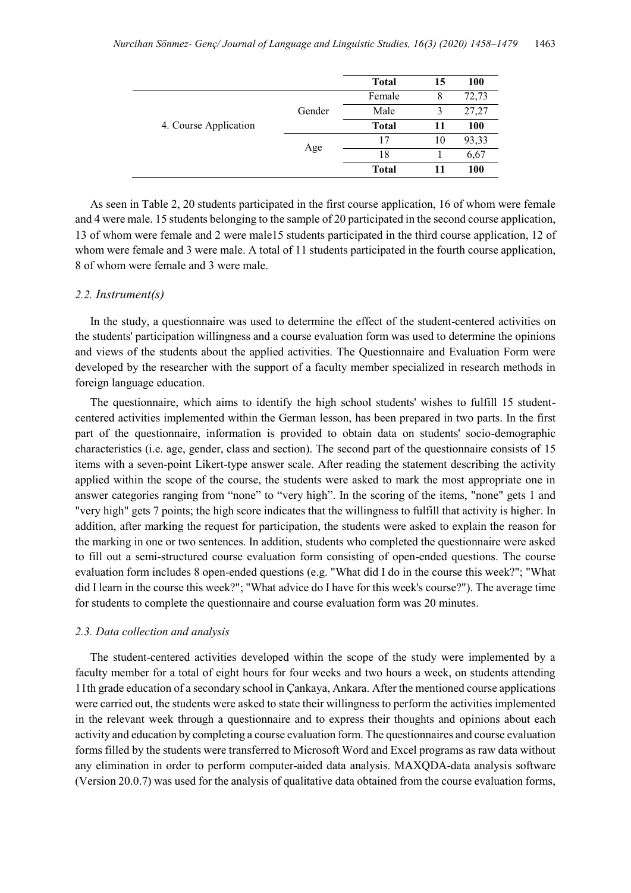| | | Total | 15 | 100 |
|---|---|---|---|---|
| 4. Course Application | Gender | Female | 8 | 72,73 |
| | | Male | 3 | 27,27 |
| | | **Total** | **11** | **100** |
| | Age | 17 | 10 | 93,33 |
| | | 18 | 1 | 6,67 |
| | | **Total** | **11** | **100** |

As seen in Table 2, 20 students participated in the first course application, 16 of whom were female and 4 were male. 15 students belonging to the sample of 20 participated in the second course application, 13 of whom were female and 2 were male15 students participated in the third course application, 12 of whom were female and 3 were male. A total of 11 students participated in the fourth course application, 8 of whom were female and 3 were male.

### *2.2. Instrument(s)*

In the study, a questionnaire was used to determine the effect of the student-centered activities on the students' participation willingness and a course evaluation form was used to determine the opinions and views of the students about the applied activities. The Questionnaire and Evaluation Form were developed by the researcher with the support of a faculty member specialized in research methods in foreign language education.

The questionnaire, which aims to identify the high school students' wishes to fulfill 15 student-centered activities implemented within the German lesson, has been prepared in two parts. In the first part of the questionnaire, information is provided to obtain data on students' socio-demographic characteristics (i.e. age, gender, class and section). The second part of the questionnaire consists of 15 items with a seven-point Likert-type answer scale. After reading the statement describing the activity applied within the scope of the course, the students were asked to mark the most appropriate one in answer categories ranging from "none" to "very high". In the scoring of the items, "none" gets 1 and "very high" gets 7 points; the high score indicates that the willingness to fulfill that activity is higher. In addition, after marking the request for participation, the students were asked to explain the reason for the marking in one or two sentences. In addition, students who completed the questionnaire were asked to fill out a semi-structured course evaluation form consisting of open-ended questions. The course evaluation form includes 8 open-ended questions (e.g. "What did I do in the course this week?"; "What did I learn in the course this week?"; "What advice do I have for this week's course?"). The average time for students to complete the questionnaire and course evaluation form was 20 minutes.

### *2.3. Data collection and analysis*

The student-centered activities developed within the scope of the study were implemented by a faculty member for a total of eight hours for four weeks and two hours a week, on students attending 11th grade education of a secondary school in Çankaya, Ankara. After the mentioned course applications were carried out, the students were asked to state their willingness to perform the activities implemented in the relevant week through a questionnaire and to express their thoughts and opinions about each activity and education by completing a course evaluation form. The questionnaires and course evaluation forms filled by the students were transferred to Microsoft Word and Excel programs as raw data without any elimination in order to perform computer-aided data analysis. MAXQDA-data analysis software (Version 20.0.7) was used for the analysis of qualitative data obtained from the course evaluation forms,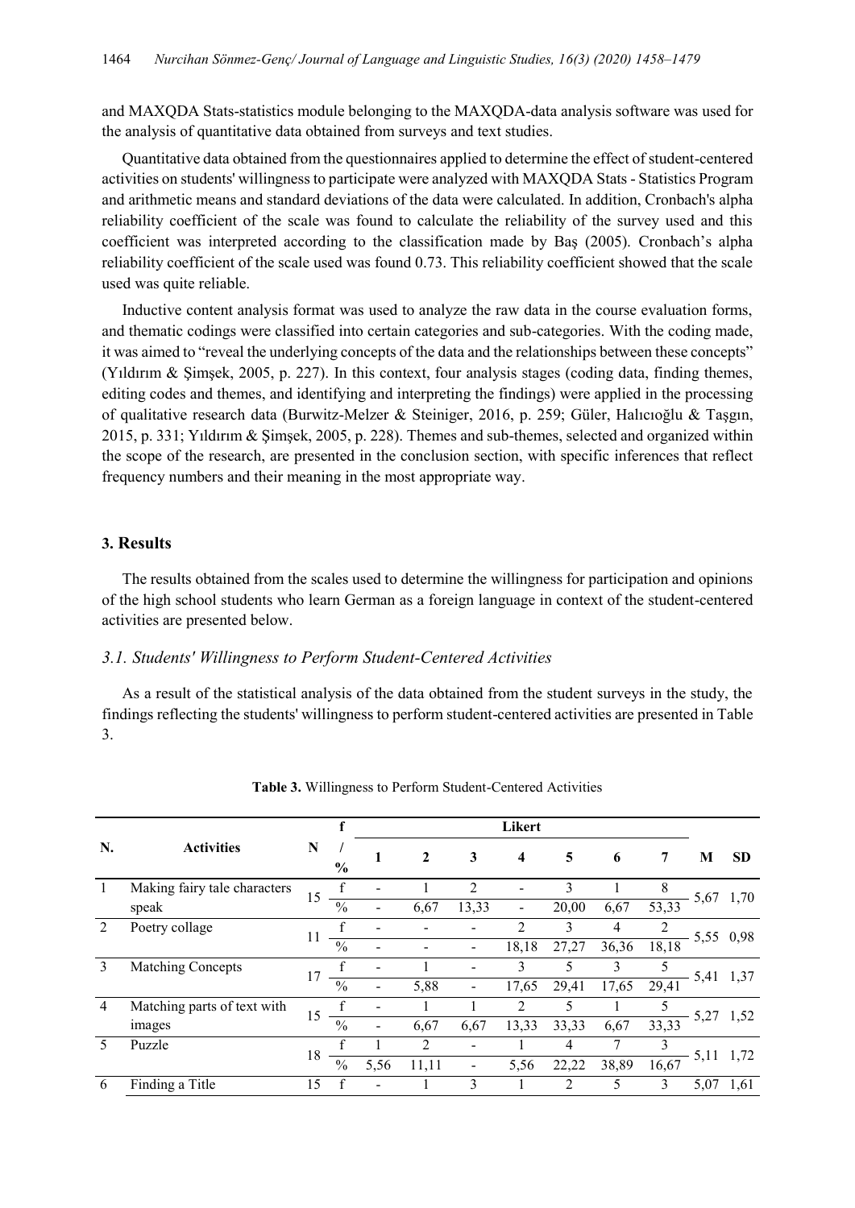and MAXQDA Stats-statistics module belonging to the MAXQDA-data analysis software was used for the analysis of quantitative data obtained from surveys and text studies.

Quantitative data obtained from the questionnaires applied to determine the effect of student-centered activities on students' willingness to participate were analyzed with MAXQDA Stats - Statistics Program and arithmetic means and standard deviations of the data were calculated. In addition, Cronbach's alpha reliability coefficient of the scale was found to calculate the reliability of the survey used and this coefficient was interpreted according to the classification made by Baş (2005). Cronbach's alpha reliability coefficient of the scale used was found 0.73. This reliability coefficient showed that the scale used was quite reliable.

Inductive content analysis format was used to analyze the raw data in the course evaluation forms, and thematic codings were classified into certain categories and sub-categories. With the coding made, it was aimed to "reveal the underlying concepts of the data and the relationships between these concepts" (Yıldırım & Şimşek, 2005, p. 227). In this context, four analysis stages (coding data, finding themes, editing codes and themes, and identifying and interpreting the findings) were applied in the processing of qualitative research data (Burwitz-Melzer & Steiniger, 2016, p. 259; Güler, Halıcıoğlu & Taşgın, 2015, p. 331; Yıldırım & Şimşek, 2005, p. 228). Themes and sub-themes, selected and organized within the scope of the research, are presented in the conclusion section, with specific inferences that reflect frequency numbers and their meaning in the most appropriate way.

## 3. Results

The results obtained from the scales used to determine the willingness for participation and opinions of the high school students who learn German as a foreign language in context of the student-centered activities are presented below.

### *3.1. Students' Willingness to Perform Student-Centered Activities*

As a result of the statistical analysis of the data obtained from the student surveys in the study, the findings reflecting the students' willingness to perform student-centered activities are presented in Table 3.

**Table 3.** Willingness to Perform Student-Centered Activities

| N. | Activities | N | f / % | Likert 1 | 2 | 3 | 4 | 5 | 6 | 7 | M | SD |
|---|---|---|---|---|---|---|---|---|---|---|---|---|
| 1 | Making fairy tale characters speak | 15 | f | - | 1 | 2 | - | 3 | 1 | 8 | 5,67 | 1,70 |
| | | | % | - | 6,67 | 13,33 | - | 20,00 | 6,67 | 53,33 | | |
| 2 | Poetry collage | 11 | f | - | - | - | 2 | 3 | 4 | 2 | 5,55 | 0,98 |
| | | | % | - | - | - | 18,18 | 27,27 | 36,36 | 18,18 | | |
| 3 | Matching Concepts | 17 | f | - | 1 | - | 3 | 5 | 3 | 5 | 5,41 | 1,37 |
| | | | % | - | 5,88 | - | 17,65 | 29,41 | 17,65 | 29,41 | | |
| 4 | Matching parts of text with images | 15 | f | - | 1 | 1 | 2 | 5 | 1 | 5 | 5,27 | 1,52 |
| | | | % | - | 6,67 | 6,67 | 13,33 | 33,33 | 6,67 | 33,33 | | |
| 5 | Puzzle | 18 | f | 1 | 2 | - | 1 | 4 | 7 | 3 | 5,11 | 1,72 |
| | | | % | 5,56 | 11,11 | - | 5,56 | 22,22 | 38,89 | 16,67 | | |
| 6 | Finding a Title | 15 | f | - | 1 | 3 | 1 | 2 | 5 | 3 | 5,07 | 1,61 |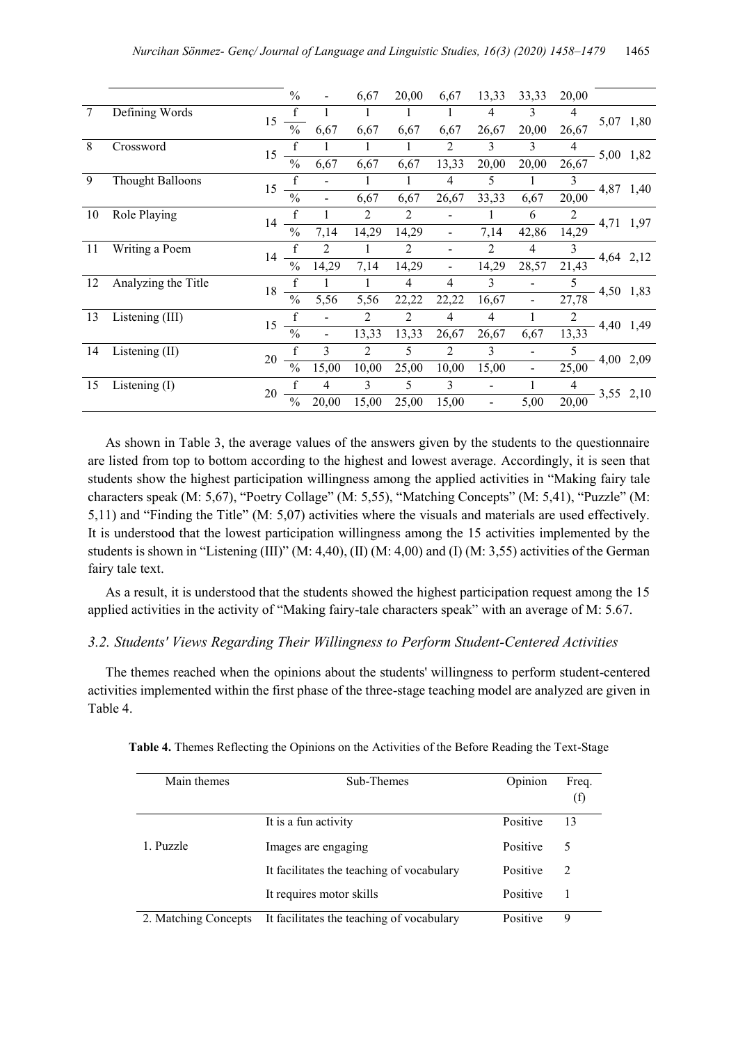| | | | | | | | | | | | | |
|---|---|---|---|---|---|---|---|---|---|---|---|---|
| | | | % | - | 6,67 | 20,00 | 6,67 | 13,33 | 33,33 | 20,00 | | |
| 7 | Defining Words | 15 | f | 1 | 1 | 1 | 1 | 4 | 3 | 4 | 5,07 | 1,80 |
| | | | % | 6,67 | 6,67 | 6,67 | 6,67 | 26,67 | 20,00 | 26,67 | | |
| 8 | Crossword | 15 | f | 1 | 1 | 1 | 2 | 3 | 3 | 4 | 5,00 | 1,82 |
| | | | % | 6,67 | 6,67 | 6,67 | 13,33 | 20,00 | 20,00 | 26,67 | | |
| 9 | Thought Balloons | 15 | f | - | 1 | 1 | 4 | 5 | 1 | 3 | 4,87 | 1,40 |
| | | | % | - | 6,67 | 6,67 | 26,67 | 33,33 | 6,67 | 20,00 | | |
| 10 | Role Playing | 14 | f | 1 | 2 | 2 | - | 1 | 6 | 2 | 4,71 | 1,97 |
| | | | % | 7,14 | 14,29 | 14,29 | - | 7,14 | 42,86 | 14,29 | | |
| 11 | Writing a Poem | 14 | f | 2 | 1 | 2 | - | 2 | 4 | 3 | 4,64 | 2,12 |
| | | | % | 14,29 | 7,14 | 14,29 | - | 14,29 | 28,57 | 21,43 | | |
| 12 | Analyzing the Title | 18 | f | 1 | 1 | 4 | 4 | 3 | - | 5 | 4,50 | 1,83 |
| | | | % | 5,56 | 5,56 | 22,22 | 22,22 | 16,67 | - | 27,78 | | |
| 13 | Listening (III) | 15 | f | - | 2 | 2 | 4 | 4 | 1 | 2 | 4,40 | 1,49 |
| | | | % | - | 13,33 | 13,33 | 26,67 | 26,67 | 6,67 | 13,33 | | |
| 14 | Listening (II) | 20 | f | 3 | 2 | 5 | 2 | 3 | - | 5 | 4,00 | 2,09 |
| | | | % | 15,00 | 10,00 | 25,00 | 10,00 | 15,00 | - | 25,00 | | |
| 15 | Listening (I) | 20 | f | 4 | 3 | 5 | 3 | - | 1 | 4 | 3,55 | 2,10 |
| | | | % | 20,00 | 15,00 | 25,00 | 15,00 | - | 5,00 | 20,00 | | |

As shown in Table 3, the average values of the answers given by the students to the questionnaire are listed from top to bottom according to the highest and lowest average. Accordingly, it is seen that students show the highest participation willingness among the applied activities in "Making fairy tale characters speak (M: 5,67), "Poetry Collage" (M: 5,55), "Matching Concepts" (M: 5,41), "Puzzle" (M: 5,11) and "Finding the Title" (M: 5,07) activities where the visuals and materials are used effectively. It is understood that the lowest participation willingness among the 15 activities implemented by the students is shown in "Listening (III)" (M: 4,40), (II) (M: 4,00) and (I) (M: 3,55) activities of the German fairy tale text.

As a result, it is understood that the students showed the highest participation request among the 15 applied activities in the activity of "Making fairy-tale characters speak" with an average of M: 5.67.

### *3.2. Students' Views Regarding Their Willingness to Perform Student-Centered Activities*

The themes reached when the opinions about the students' willingness to perform student-centered activities implemented within the first phase of the three-stage teaching model are analyzed are given in Table 4.

**Table 4.** Themes Reflecting the Opinions on the Activities of the Before Reading the Text-Stage

| Main themes | Sub-Themes | Opinion | Freq. (f) |
|---|---|---|---|
| 1. Puzzle | It is a fun activity | Positive | 13 |
| | Images are engaging | Positive | 5 |
| | It facilitates the teaching of vocabulary | Positive | 2 |
| | It requires motor skills | Positive | 1 |
| 2. Matching Concepts | It facilitates the teaching of vocabulary | Positive | 9 |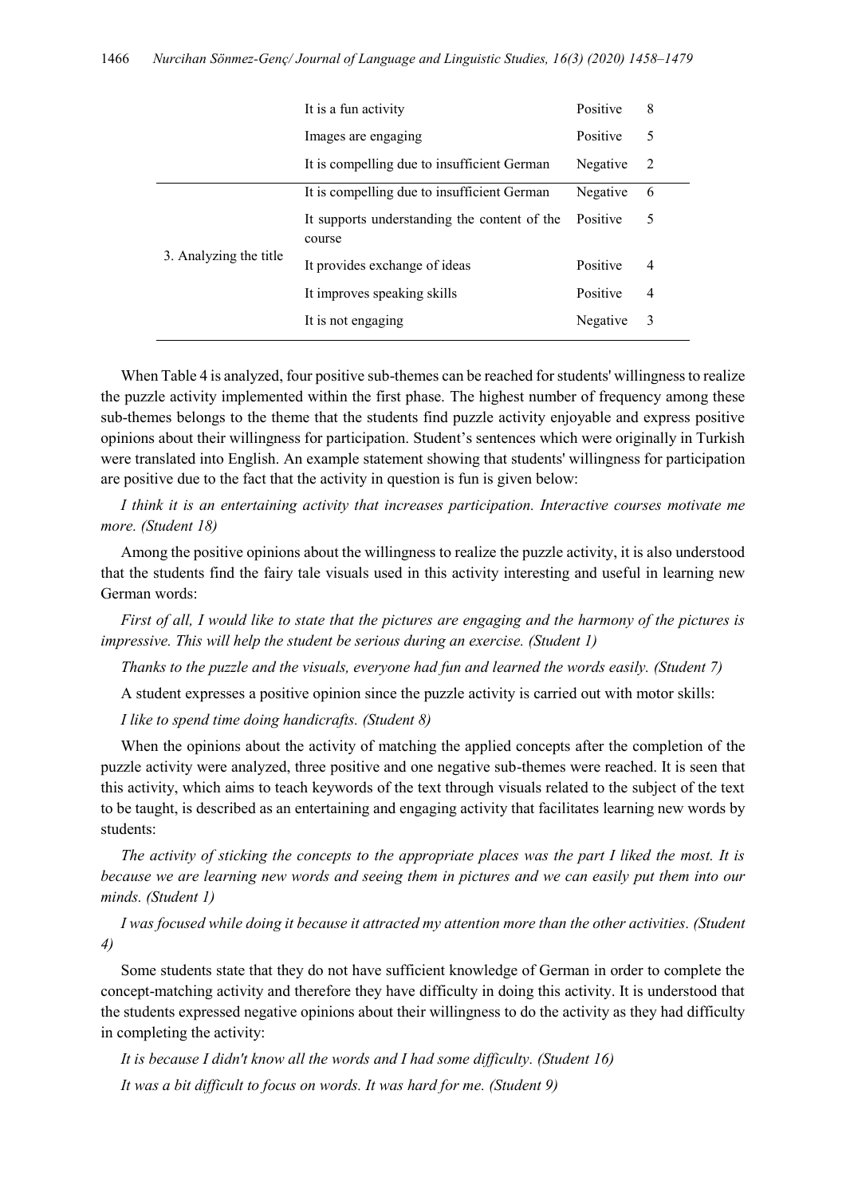|  |  |  |  |
|---|---|---|---|
|  | It is a fun activity | Positive | 8 |
|  | Images are engaging | Positive | 5 |
|  | It is compelling due to insufficient German | Negative | 2 |
| 3. Analyzing the title | It is compelling due to insufficient German | Negative | 6 |
|  | It supports understanding the content of the course | Positive | 5 |
|  | It provides exchange of ideas | Positive | 4 |
|  | It improves speaking skills | Positive | 4 |
|  | It is not engaging | Negative | 3 |

When Table 4 is analyzed, four positive sub-themes can be reached for students' willingness to realize the puzzle activity implemented within the first phase. The highest number of frequency among these sub-themes belongs to the theme that the students find puzzle activity enjoyable and express positive opinions about their willingness for participation. Student's sentences which were originally in Turkish were translated into English. An example statement showing that students' willingness for participation are positive due to the fact that the activity in question is fun is given below:

*I think it is an entertaining activity that increases participation. Interactive courses motivate me more. (Student 18)*

Among the positive opinions about the willingness to realize the puzzle activity, it is also understood that the students find the fairy tale visuals used in this activity interesting and useful in learning new German words:

*First of all, I would like to state that the pictures are engaging and the harmony of the pictures is impressive. This will help the student be serious during an exercise. (Student 1)*

*Thanks to the puzzle and the visuals, everyone had fun and learned the words easily. (Student 7)*

A student expresses a positive opinion since the puzzle activity is carried out with motor skills:

*I like to spend time doing handicrafts. (Student 8)*

When the opinions about the activity of matching the applied concepts after the completion of the puzzle activity were analyzed, three positive and one negative sub-themes were reached. It is seen that this activity, which aims to teach keywords of the text through visuals related to the subject of the text to be taught, is described as an entertaining and engaging activity that facilitates learning new words by students:

*The activity of sticking the concepts to the appropriate places was the part I liked the most. It is because we are learning new words and seeing them in pictures and we can easily put them into our minds. (Student 1)*

*I was focused while doing it because it attracted my attention more than the other activities. (Student 4)*

Some students state that they do not have sufficient knowledge of German in order to complete the concept-matching activity and therefore they have difficulty in doing this activity. It is understood that the students expressed negative opinions about their willingness to do the activity as they had difficulty in completing the activity:

*It is because I didn't know all the words and I had some difficulty. (Student 16)*

*It was a bit difficult to focus on words. It was hard for me. (Student 9)*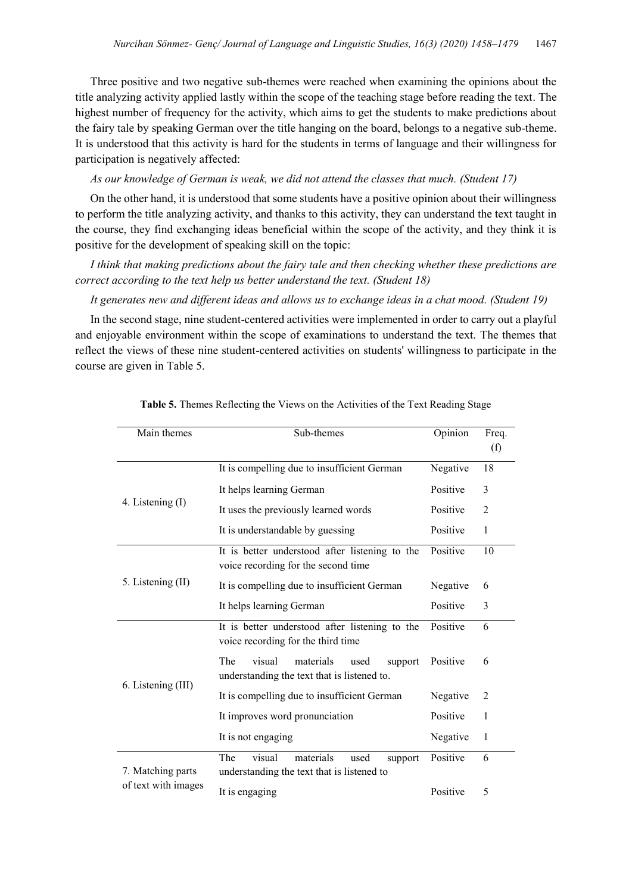Three positive and two negative sub-themes were reached when examining the opinions about the title analyzing activity applied lastly within the scope of the teaching stage before reading the text. The highest number of frequency for the activity, which aims to get the students to make predictions about the fairy tale by speaking German over the title hanging on the board, belongs to a negative sub-theme. It is understood that this activity is hard for the students in terms of language and their willingness for participation is negatively affected:

*As our knowledge of German is weak, we did not attend the classes that much. (Student 17)*

On the other hand, it is understood that some students have a positive opinion about their willingness to perform the title analyzing activity, and thanks to this activity, they can understand the text taught in the course, they find exchanging ideas beneficial within the scope of the activity, and they think it is positive for the development of speaking skill on the topic:

*I think that making predictions about the fairy tale and then checking whether these predictions are correct according to the text help us better understand the text. (Student 18)*

*It generates new and different ideas and allows us to exchange ideas in a chat mood. (Student 19)*

In the second stage, nine student-centered activities were implemented in order to carry out a playful and enjoyable environment within the scope of examinations to understand the text. The themes that reflect the views of these nine student-centered activities on students' willingness to participate in the course are given in Table 5.

**Table 5.** Themes Reflecting the Views on the Activities of the Text Reading Stage

| Main themes | Sub-themes | Opinion | Freq. (f) |
|---|---|---|---|
| 4. Listening (I) | It is compelling due to insufficient German | Negative | 18 |
| | It helps learning German | Positive | 3 |
| | It uses the previously learned words | Positive | 2 |
| | It is understandable by guessing | Positive | 1 |
| 5. Listening (II) | It is better understood after listening to the voice recording for the second time | Positive | 10 |
| | It is compelling due to insufficient German | Negative | 6 |
| | It helps learning German | Positive | 3 |
| 6. Listening (III) | It is better understood after listening to the voice recording for the third time | Positive | 6 |
| | The visual materials used support understanding the text that is listened to. | Positive | 6 |
| | It is compelling due to insufficient German | Negative | 2 |
| | It improves word pronunciation | Positive | 1 |
| | It is not engaging | Negative | 1 |
| 7. Matching parts of text with images | The visual materials used support understanding the text that is listened to | Positive | 6 |
| | It is engaging | Positive | 5 |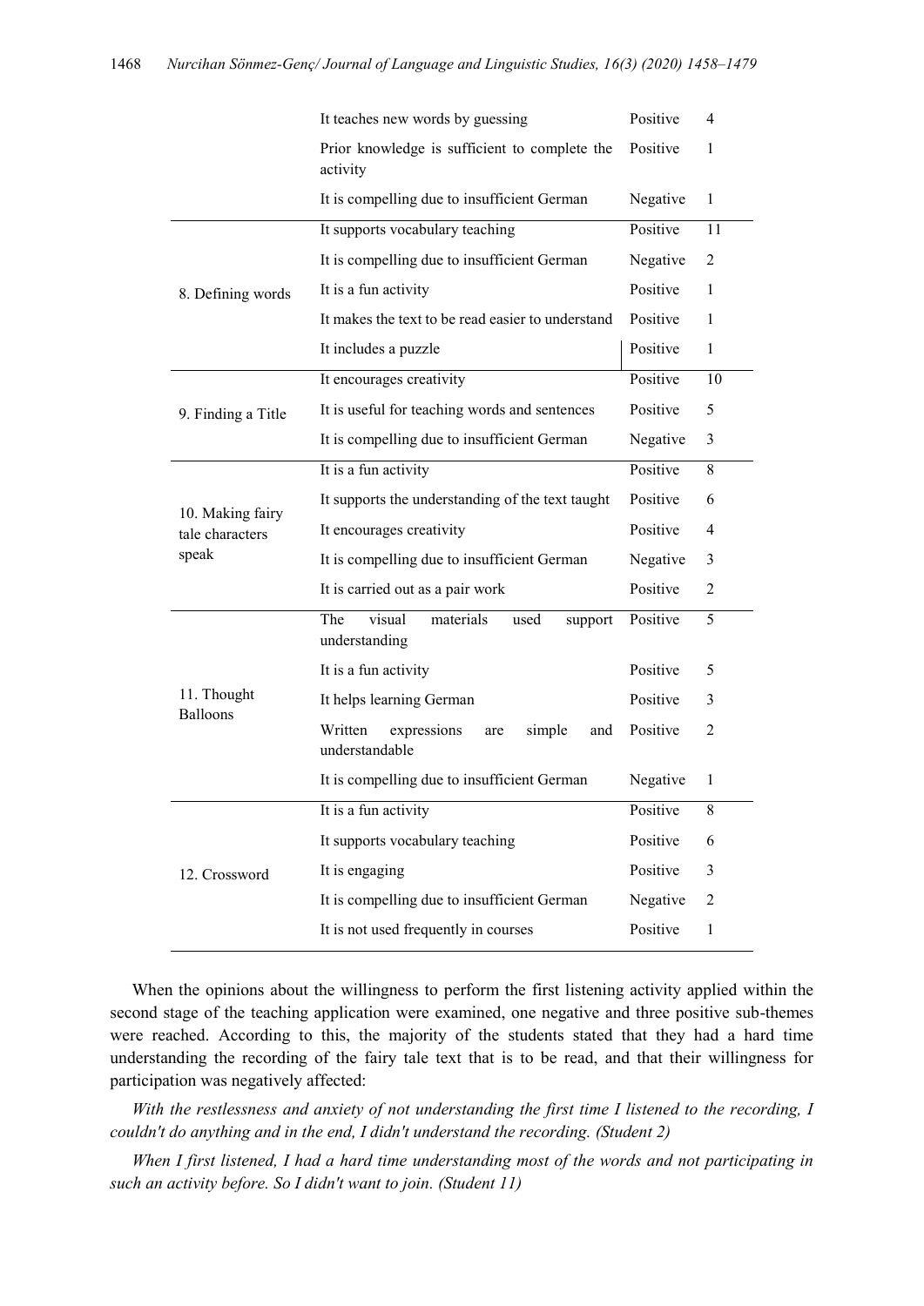| | | | |
|---|---|---|---|
| | It teaches new words by guessing | Positive | 4 |
| | Prior knowledge is sufficient to complete the activity | Positive | 1 |
| | It is compelling due to insufficient German | Negative | 1 |
| 8. Defining words | It supports vocabulary teaching | Positive | 11 |
| | It is compelling due to insufficient German | Negative | 2 |
| | It is a fun activity | Positive | 1 |
| | It makes the text to be read easier to understand | Positive | 1 |
| | It includes a puzzle | Positive | 1 |
| 9. Finding a Title | It encourages creativity | Positive | 10 |
| | It is useful for teaching words and sentences | Positive | 5 |
| | It is compelling due to insufficient German | Negative | 3 |
| 10. Making fairy tale characters speak | It is a fun activity | Positive | 8 |
| | It supports the understanding of the text taught | Positive | 6 |
| | It encourages creativity | Positive | 4 |
| | It is compelling due to insufficient German | Negative | 3 |
| | It is carried out as a pair work | Positive | 2 |
| 11. Thought Balloons | The visual materials used support understanding | Positive | 5 |
| | It is a fun activity | Positive | 5 |
| | It helps learning German | Positive | 3 |
| | Written expressions are simple and understandable | Positive | 2 |
| | It is compelling due to insufficient German | Negative | 1 |
| 12. Crossword | It is a fun activity | Positive | 8 |
| | It supports vocabulary teaching | Positive | 6 |
| | It is engaging | Positive | 3 |
| | It is compelling due to insufficient German | Negative | 2 |
| | It is not used frequently in courses | Positive | 1 |

When the opinions about the willingness to perform the first listening activity applied within the second stage of the teaching application were examined, one negative and three positive sub-themes were reached. According to this, the majority of the students stated that they had a hard time understanding the recording of the fairy tale text that is to be read, and that their willingness for participation was negatively affected:

*With the restlessness and anxiety of not understanding the first time I listened to the recording, I couldn't do anything and in the end, I didn't understand the recording. (Student 2)*

*When I first listened, I had a hard time understanding most of the words and not participating in such an activity before. So I didn't want to join. (Student 11)*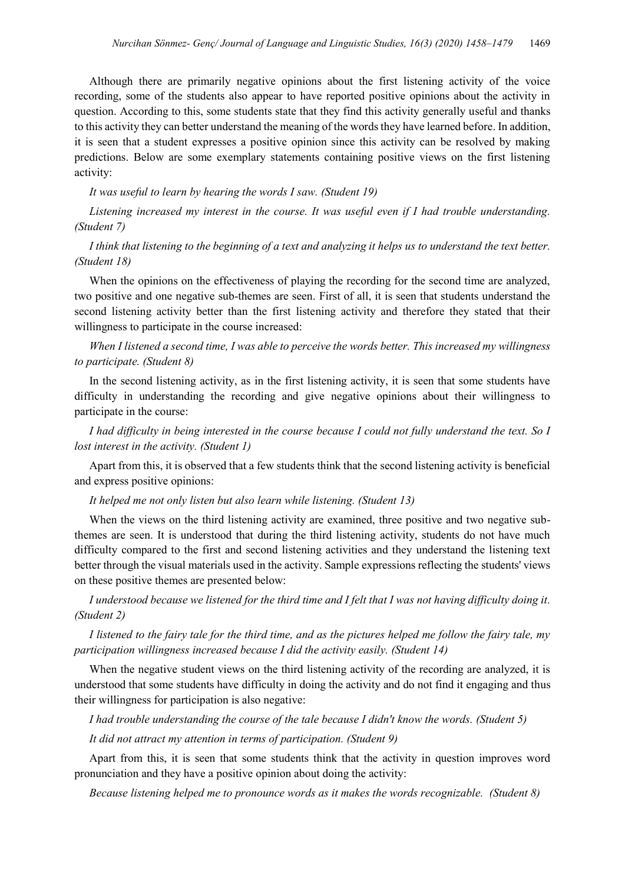Although there are primarily negative opinions about the first listening activity of the voice recording, some of the students also appear to have reported positive opinions about the activity in question. According to this, some students state that they find this activity generally useful and thanks to this activity they can better understand the meaning of the words they have learned before. In addition, it is seen that a student expresses a positive opinion since this activity can be resolved by making predictions. Below are some exemplary statements containing positive views on the first listening activity:

*It was useful to learn by hearing the words I saw. (Student 19)*

*Listening increased my interest in the course. It was useful even if I had trouble understanding. (Student 7)*

*I think that listening to the beginning of a text and analyzing it helps us to understand the text better. (Student 18)*

When the opinions on the effectiveness of playing the recording for the second time are analyzed, two positive and one negative sub-themes are seen. First of all, it is seen that students understand the second listening activity better than the first listening activity and therefore they stated that their willingness to participate in the course increased:

*When I listened a second time, I was able to perceive the words better. This increased my willingness to participate. (Student 8)*

In the second listening activity, as in the first listening activity, it is seen that some students have difficulty in understanding the recording and give negative opinions about their willingness to participate in the course:

*I had difficulty in being interested in the course because I could not fully understand the text. So I lost interest in the activity. (Student 1)*

Apart from this, it is observed that a few students think that the second listening activity is beneficial and express positive opinions:

*It helped me not only listen but also learn while listening. (Student 13)*

When the views on the third listening activity are examined, three positive and two negative sub-themes are seen. It is understood that during the third listening activity, students do not have much difficulty compared to the first and second listening activities and they understand the listening text better through the visual materials used in the activity. Sample expressions reflecting the students' views on these positive themes are presented below:

*I understood because we listened for the third time and I felt that I was not having difficulty doing it. (Student 2)*

*I listened to the fairy tale for the third time, and as the pictures helped me follow the fairy tale, my participation willingness increased because I did the activity easily. (Student 14)*

When the negative student views on the third listening activity of the recording are analyzed, it is understood that some students have difficulty in doing the activity and do not find it engaging and thus their willingness for participation is also negative:

*I had trouble understanding the course of the tale because I didn't know the words. (Student 5)*

*It did not attract my attention in terms of participation. (Student 9)*

Apart from this, it is seen that some students think that the activity in question improves word pronunciation and they have a positive opinion about doing the activity:

*Because listening helped me to pronounce words as it makes the words recognizable. (Student 8)*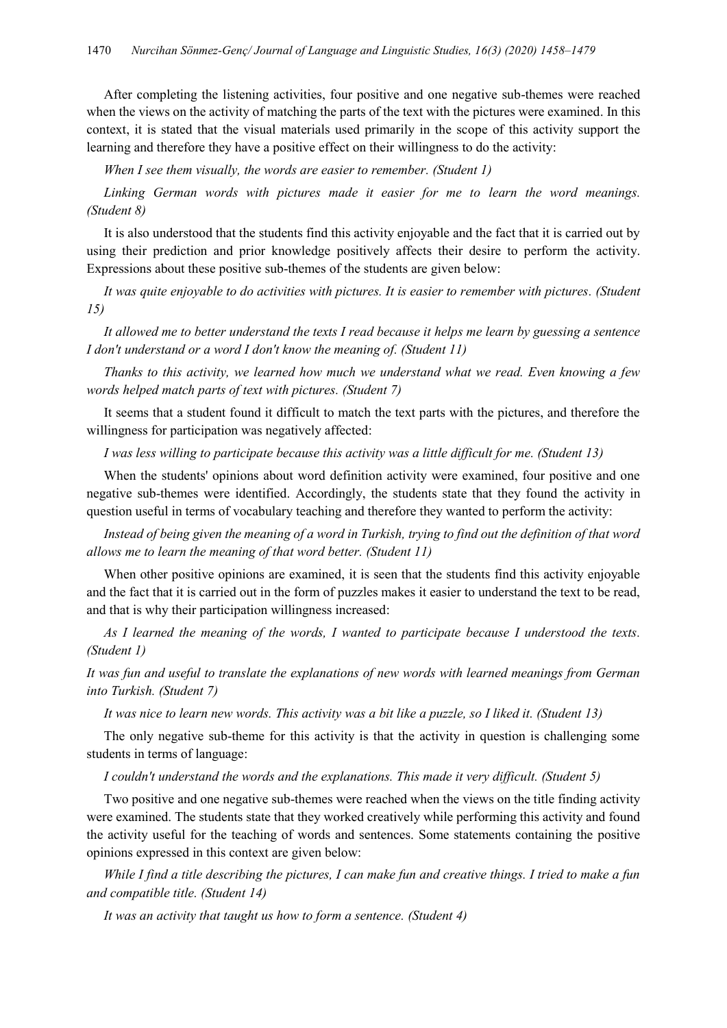After completing the listening activities, four positive and one negative sub-themes were reached when the views on the activity of matching the parts of the text with the pictures were examined. In this context, it is stated that the visual materials used primarily in the scope of this activity support the learning and therefore they have a positive effect on their willingness to do the activity:

*When I see them visually, the words are easier to remember. (Student 1)*

*Linking German words with pictures made it easier for me to learn the word meanings. (Student 8)*

It is also understood that the students find this activity enjoyable and the fact that it is carried out by using their prediction and prior knowledge positively affects their desire to perform the activity. Expressions about these positive sub-themes of the students are given below:

*It was quite enjoyable to do activities with pictures. It is easier to remember with pictures. (Student 15)*

*It allowed me to better understand the texts I read because it helps me learn by guessing a sentence I don't understand or a word I don't know the meaning of. (Student 11)*

*Thanks to this activity, we learned how much we understand what we read. Even knowing a few words helped match parts of text with pictures. (Student 7)*

It seems that a student found it difficult to match the text parts with the pictures, and therefore the willingness for participation was negatively affected:

*I was less willing to participate because this activity was a little difficult for me. (Student 13)*

When the students' opinions about word definition activity were examined, four positive and one negative sub-themes were identified. Accordingly, the students state that they found the activity in question useful in terms of vocabulary teaching and therefore they wanted to perform the activity:

*Instead of being given the meaning of a word in Turkish, trying to find out the definition of that word allows me to learn the meaning of that word better. (Student 11)*

When other positive opinions are examined, it is seen that the students find this activity enjoyable and the fact that it is carried out in the form of puzzles makes it easier to understand the text to be read, and that is why their participation willingness increased:

*As I learned the meaning of the words, I wanted to participate because I understood the texts. (Student 1)*

*It was fun and useful to translate the explanations of new words with learned meanings from German into Turkish. (Student 7)*

*It was nice to learn new words. This activity was a bit like a puzzle, so I liked it. (Student 13)*

The only negative sub-theme for this activity is that the activity in question is challenging some students in terms of language:

*I couldn't understand the words and the explanations. This made it very difficult. (Student 5)*

Two positive and one negative sub-themes were reached when the views on the title finding activity were examined. The students state that they worked creatively while performing this activity and found the activity useful for the teaching of words and sentences. Some statements containing the positive opinions expressed in this context are given below:

*While I find a title describing the pictures, I can make fun and creative things. I tried to make a fun and compatible title. (Student 14)*

*It was an activity that taught us how to form a sentence. (Student 4)*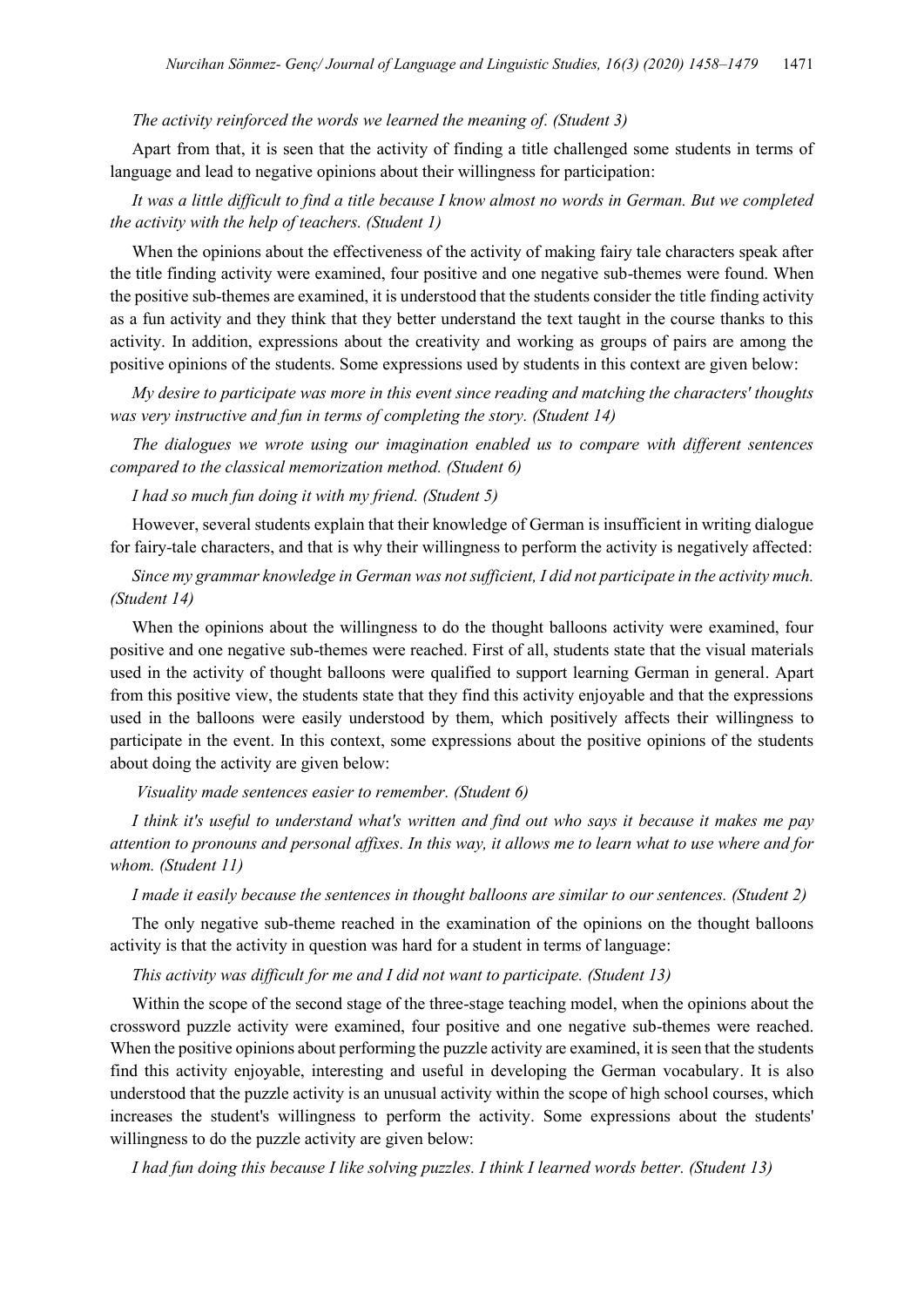*The activity reinforced the words we learned the meaning of. (Student 3)*

Apart from that, it is seen that the activity of finding a title challenged some students in terms of language and lead to negative opinions about their willingness for participation:

*It was a little difficult to find a title because I know almost no words in German. But we completed the activity with the help of teachers. (Student 1)*

When the opinions about the effectiveness of the activity of making fairy tale characters speak after the title finding activity were examined, four positive and one negative sub-themes were found. When the positive sub-themes are examined, it is understood that the students consider the title finding activity as a fun activity and they think that they better understand the text taught in the course thanks to this activity. In addition, expressions about the creativity and working as groups of pairs are among the positive opinions of the students. Some expressions used by students in this context are given below:

*My desire to participate was more in this event since reading and matching the characters' thoughts was very instructive and fun in terms of completing the story. (Student 14)*

*The dialogues we wrote using our imagination enabled us to compare with different sentences compared to the classical memorization method. (Student 6)*

*I had so much fun doing it with my friend. (Student 5)*

However, several students explain that their knowledge of German is insufficient in writing dialogue for fairy-tale characters, and that is why their willingness to perform the activity is negatively affected:

*Since my grammar knowledge in German was not sufficient, I did not participate in the activity much. (Student 14)*

When the opinions about the willingness to do the thought balloons activity were examined, four positive and one negative sub-themes were reached. First of all, students state that the visual materials used in the activity of thought balloons were qualified to support learning German in general. Apart from this positive view, the students state that they find this activity enjoyable and that the expressions used in the balloons were easily understood by them, which positively affects their willingness to participate in the event. In this context, some expressions about the positive opinions of the students about doing the activity are given below:

*Visuality made sentences easier to remember. (Student 6)*

*I think it's useful to understand what's written and find out who says it because it makes me pay attention to pronouns and personal affixes. In this way, it allows me to learn what to use where and for whom. (Student 11)*

*I made it easily because the sentences in thought balloons are similar to our sentences. (Student 2)*

The only negative sub-theme reached in the examination of the opinions on the thought balloons activity is that the activity in question was hard for a student in terms of language:

*This activity was difficult for me and I did not want to participate. (Student 13)*

Within the scope of the second stage of the three-stage teaching model, when the opinions about the crossword puzzle activity were examined, four positive and one negative sub-themes were reached. When the positive opinions about performing the puzzle activity are examined, it is seen that the students find this activity enjoyable, interesting and useful in developing the German vocabulary. It is also understood that the puzzle activity is an unusual activity within the scope of high school courses, which increases the student's willingness to perform the activity. Some expressions about the students' willingness to do the puzzle activity are given below:

*I had fun doing this because I like solving puzzles. I think I learned words better. (Student 13)*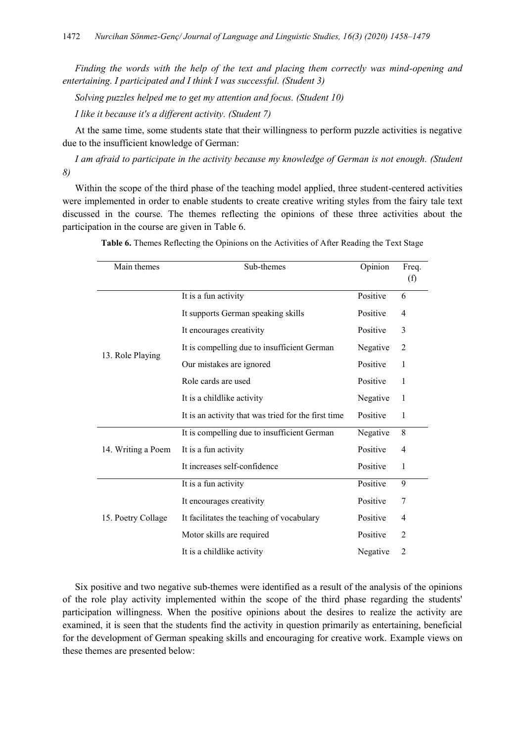*Finding the words with the help of the text and placing them correctly was mind-opening and entertaining. I participated and I think I was successful. (Student 3)*

*Solving puzzles helped me to get my attention and focus. (Student 10)*

*I like it because it's a different activity. (Student 7)*

At the same time, some students state that their willingness to perform puzzle activities is negative due to the insufficient knowledge of German:

*I am afraid to participate in the activity because my knowledge of German is not enough. (Student 8)*

Within the scope of the third phase of the teaching model applied, three student-centered activities were implemented in order to enable students to create creative writing styles from the fairy tale text discussed in the course. The themes reflecting the opinions of these three activities about the participation in the course are given in Table 6.

**Table 6.** Themes Reflecting the Opinions on the Activities of After Reading the Text Stage

| Main themes | Sub-themes | Opinion | Freq. (f) |
|---|---|---|---|
| 13. Role Playing | It is a fun activity | Positive | 6 |
| | It supports German speaking skills | Positive | 4 |
| | It encourages creativity | Positive | 3 |
| | It is compelling due to insufficient German | Negative | 2 |
| | Our mistakes are ignored | Positive | 1 |
| | Role cards are used | Positive | 1 |
| | It is a childlike activity | Negative | 1 |
| | It is an activity that was tried for the first time | Positive | 1 |
| 14. Writing a Poem | It is compelling due to insufficient German | Negative | 8 |
| | It is a fun activity | Positive | 4 |
| | It increases self-confidence | Positive | 1 |
| 15. Poetry Collage | It is a fun activity | Positive | 9 |
| | It encourages creativity | Positive | 7 |
| | It facilitates the teaching of vocabulary | Positive | 4 |
| | Motor skills are required | Positive | 2 |
| | It is a childlike activity | Negative | 2 |

Six positive and two negative sub-themes were identified as a result of the analysis of the opinions of the role play activity implemented within the scope of the third phase regarding the students' participation willingness. When the positive opinions about the desires to realize the activity are examined, it is seen that the students find the activity in question primarily as entertaining, beneficial for the development of German speaking skills and encouraging for creative work. Example views on these themes are presented below: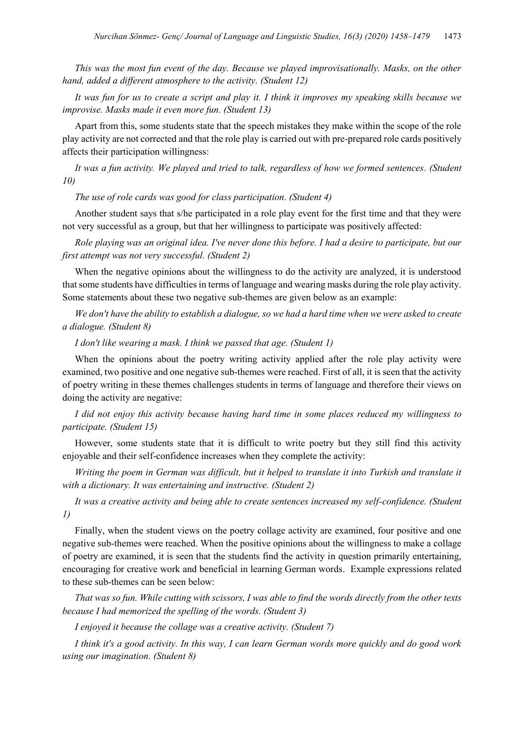*This was the most fun event of the day. Because we played improvisationally. Masks, on the other hand, added a different atmosphere to the activity. (Student 12)*

*It was fun for us to create a script and play it. I think it improves my speaking skills because we improvise. Masks made it even more fun. (Student 13)*

Apart from this, some students state that the speech mistakes they make within the scope of the role play activity are not corrected and that the role play is carried out with pre-prepared role cards positively affects their participation willingness:

*It was a fun activity. We played and tried to talk, regardless of how we formed sentences. (Student 10)*

*The use of role cards was good for class participation. (Student 4)*

Another student says that s/he participated in a role play event for the first time and that they were not very successful as a group, but that her willingness to participate was positively affected:

*Role playing was an original idea. I've never done this before. I had a desire to participate, but our first attempt was not very successful. (Student 2)*

When the negative opinions about the willingness to do the activity are analyzed, it is understood that some students have difficulties in terms of language and wearing masks during the role play activity. Some statements about these two negative sub-themes are given below as an example:

*We don't have the ability to establish a dialogue, so we had a hard time when we were asked to create a dialogue. (Student 8)*

*I don't like wearing a mask. I think we passed that age. (Student 1)*

When the opinions about the poetry writing activity applied after the role play activity were examined, two positive and one negative sub-themes were reached. First of all, it is seen that the activity of poetry writing in these themes challenges students in terms of language and therefore their views on doing the activity are negative:

*I did not enjoy this activity because having hard time in some places reduced my willingness to participate. (Student 15)*

However, some students state that it is difficult to write poetry but they still find this activity enjoyable and their self-confidence increases when they complete the activity:

*Writing the poem in German was difficult, but it helped to translate it into Turkish and translate it with a dictionary. It was entertaining and instructive. (Student 2)*

*It was a creative activity and being able to create sentences increased my self-confidence. (Student 1)*

Finally, when the student views on the poetry collage activity are examined, four positive and one negative sub-themes were reached. When the positive opinions about the willingness to make a collage of poetry are examined, it is seen that the students find the activity in question primarily entertaining, encouraging for creative work and beneficial in learning German words. Example expressions related to these sub-themes can be seen below:

*That was so fun. While cutting with scissors, I was able to find the words directly from the other texts because I had memorized the spelling of the words. (Student 3)*

*I enjoyed it because the collage was a creative activity. (Student 7)*

*I think it's a good activity. In this way, I can learn German words more quickly and do good work using our imagination. (Student 8)*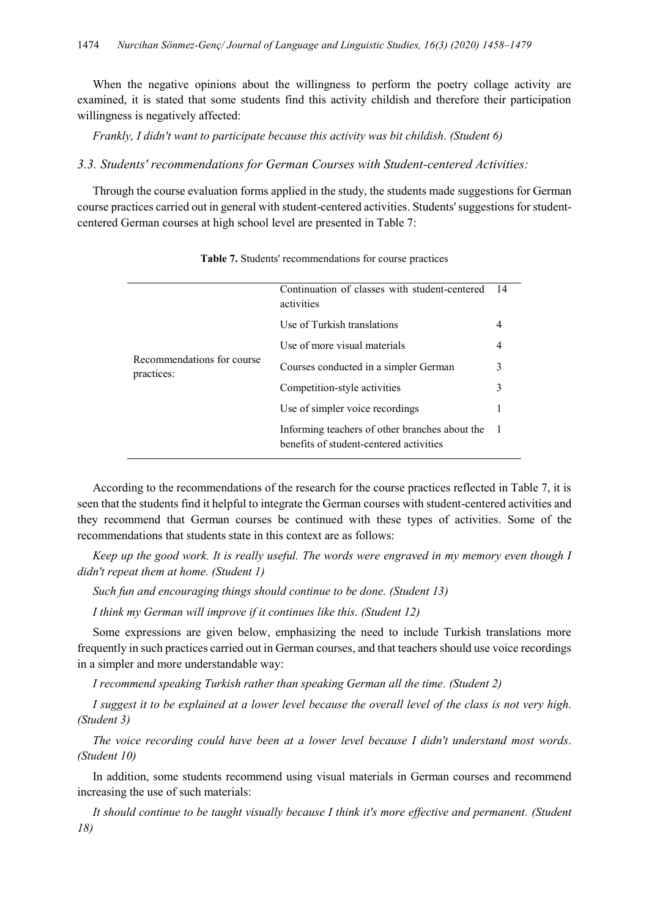When the negative opinions about the willingness to perform the poetry collage activity are examined, it is stated that some students find this activity childish and therefore their participation willingness is negatively affected:

*Frankly, I didn't want to participate because this activity was bit childish. (Student 6)*

### *3.3. Students' recommendations for German Courses with Student-centered Activities:*

Through the course evaluation forms applied in the study, the students made suggestions for German course practices carried out in general with student-centered activities. Students' suggestions for student-centered German courses at high school level are presented in Table 7:

**Table 7.** Students' recommendations for course practices

| | | |
|---|---|---|
| Recommendations for course practices: | Continuation of classes with student-centered activities | 14 |
| | Use of Turkish translations | 4 |
| | Use of more visual materials | 4 |
| | Courses conducted in a simpler German | 3 |
| | Competition-style activities | 3 |
| | Use of simpler voice recordings | 1 |
| | Informing teachers of other branches about the benefits of student-centered activities | 1 |

According to the recommendations of the research for the course practices reflected in Table 7, it is seen that the students find it helpful to integrate the German courses with student-centered activities and they recommend that German courses be continued with these types of activities. Some of the recommendations that students state in this context are as follows:

*Keep up the good work. It is really useful. The words were engraved in my memory even though I didn't repeat them at home. (Student 1)*

*Such fun and encouraging things should continue to be done. (Student 13)*

*I think my German will improve if it continues like this. (Student 12)*

Some expressions are given below, emphasizing the need to include Turkish translations more frequently in such practices carried out in German courses, and that teachers should use voice recordings in a simpler and more understandable way:

*I recommend speaking Turkish rather than speaking German all the time. (Student 2)*

*I suggest it to be explained at a lower level because the overall level of the class is not very high. (Student 3)*

*The voice recording could have been at a lower level because I didn't understand most words. (Student 10)*

In addition, some students recommend using visual materials in German courses and recommend increasing the use of such materials:

*It should continue to be taught visually because I think it's more effective and permanent. (Student 18)*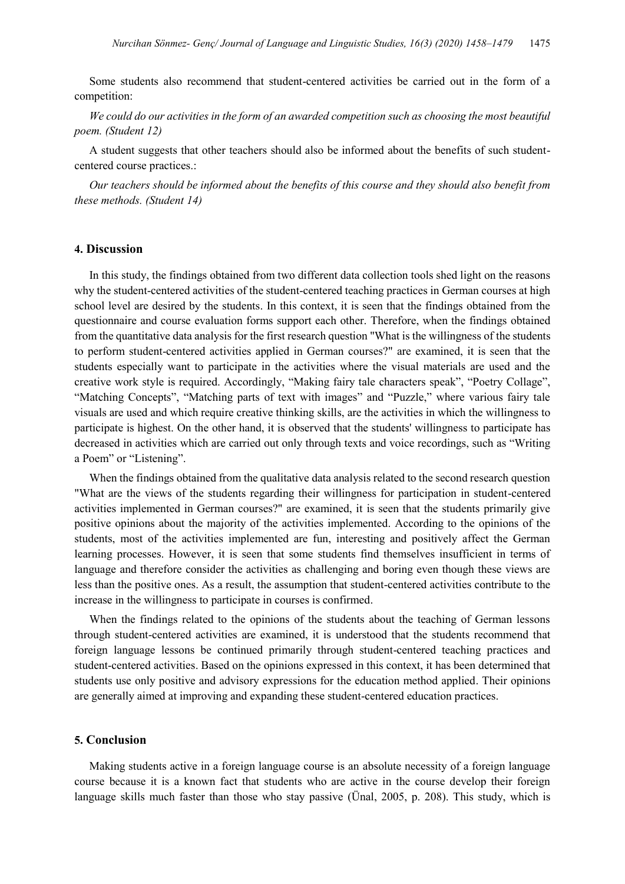Some students also recommend that student-centered activities be carried out in the form of a competition:

*We could do our activities in the form of an awarded competition such as choosing the most beautiful poem. (Student 12)*

A student suggests that other teachers should also be informed about the benefits of such student-centered course practices.:

*Our teachers should be informed about the benefits of this course and they should also benefit from these methods. (Student 14)*

## 4. Discussion

In this study, the findings obtained from two different data collection tools shed light on the reasons why the student-centered activities of the student-centered teaching practices in German courses at high school level are desired by the students. In this context, it is seen that the findings obtained from the questionnaire and course evaluation forms support each other. Therefore, when the findings obtained from the quantitative data analysis for the first research question "What is the willingness of the students to perform student-centered activities applied in German courses?" are examined, it is seen that the students especially want to participate in the activities where the visual materials are used and the creative work style is required. Accordingly, "Making fairy tale characters speak", "Poetry Collage", "Matching Concepts", "Matching parts of text with images" and "Puzzle," where various fairy tale visuals are used and which require creative thinking skills, are the activities in which the willingness to participate is highest. On the other hand, it is observed that the students' willingness to participate has decreased in activities which are carried out only through texts and voice recordings, such as "Writing a Poem" or "Listening".

When the findings obtained from the qualitative data analysis related to the second research question "What are the views of the students regarding their willingness for participation in student-centered activities implemented in German courses?" are examined, it is seen that the students primarily give positive opinions about the majority of the activities implemented. According to the opinions of the students, most of the activities implemented are fun, interesting and positively affect the German learning processes. However, it is seen that some students find themselves insufficient in terms of language and therefore consider the activities as challenging and boring even though these views are less than the positive ones. As a result, the assumption that student-centered activities contribute to the increase in the willingness to participate in courses is confirmed.

When the findings related to the opinions of the students about the teaching of German lessons through student-centered activities are examined, it is understood that the students recommend that foreign language lessons be continued primarily through student-centered teaching practices and student-centered activities. Based on the opinions expressed in this context, it has been determined that students use only positive and advisory expressions for the education method applied. Their opinions are generally aimed at improving and expanding these student-centered education practices.

## 5. Conclusion

Making students active in a foreign language course is an absolute necessity of a foreign language course because it is a known fact that students who are active in the course develop their foreign language skills much faster than those who stay passive (Ünal, 2005, p. 208). This study, which is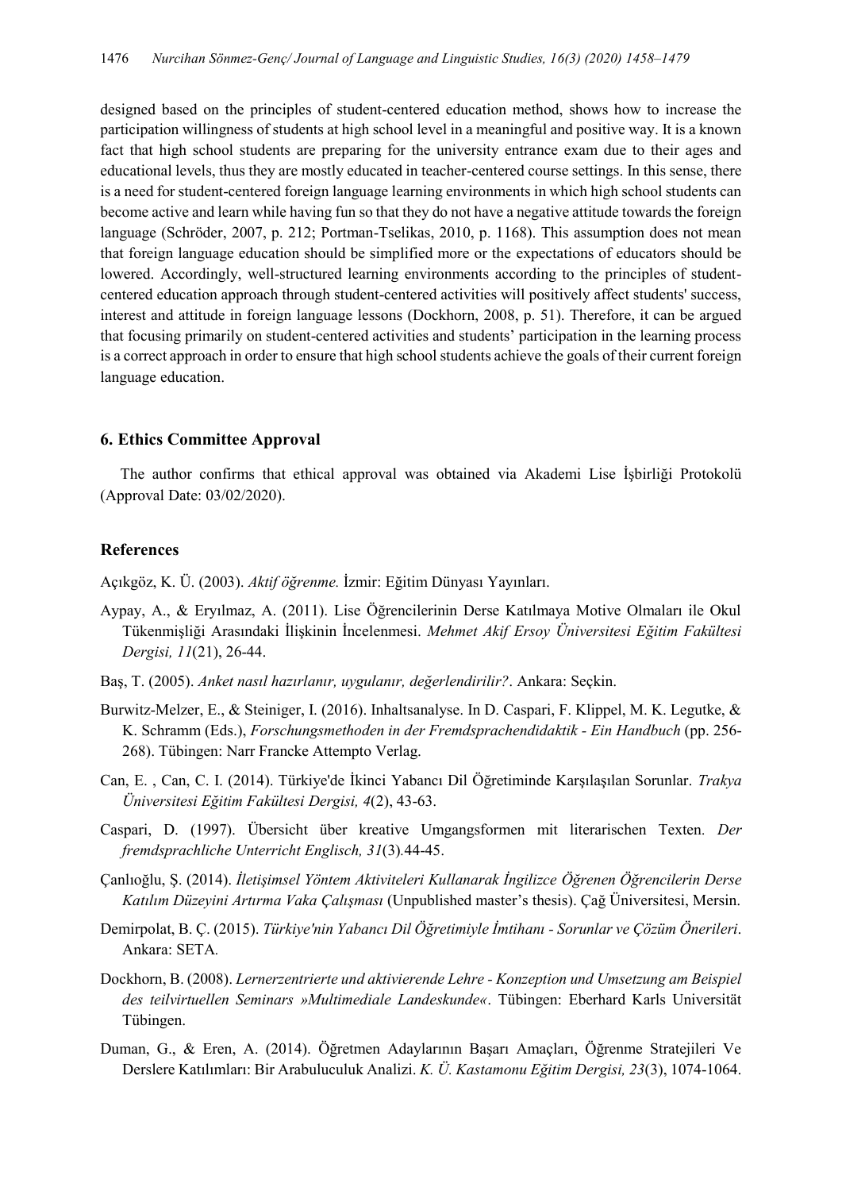designed based on the principles of student-centered education method, shows how to increase the participation willingness of students at high school level in a meaningful and positive way. It is a known fact that high school students are preparing for the university entrance exam due to their ages and educational levels, thus they are mostly educated in teacher-centered course settings. In this sense, there is a need for student-centered foreign language learning environments in which high school students can become active and learn while having fun so that they do not have a negative attitude towards the foreign language (Schröder, 2007, p. 212; Portman-Tselikas, 2010, p. 1168). This assumption does not mean that foreign language education should be simplified more or the expectations of educators should be lowered. Accordingly, well-structured learning environments according to the principles of student-centered education approach through student-centered activities will positively affect students' success, interest and attitude in foreign language lessons (Dockhorn, 2008, p. 51). Therefore, it can be argued that focusing primarily on student-centered activities and students' participation in the learning process is a correct approach in order to ensure that high school students achieve the goals of their current foreign language education.

## 6. Ethics Committee Approval

The author confirms that ethical approval was obtained via Akademi Lise İşbirliği Protokolü (Approval Date: 03/02/2020).

## References

Açıkgöz, K. Ü. (2003). *Aktif öğrenme.* İzmir: Eğitim Dünyası Yayınları.

Aypay, A., & Eryılmaz, A. (2011). Lise Öğrencilerinin Derse Katılmaya Motive Olmaları ile Okul Tükenmişliği Arasındaki İlişkinin İncelenmesi. *Mehmet Akif Ersoy Üniversitesi Eğitim Fakültesi Dergisi, 11*(21), 26-44.

Baş, T. (2005). *Anket nasıl hazırlanır, uygulanır, değerlendirilir?*. Ankara: Seçkin.

Burwitz-Melzer, E., & Steiniger, I. (2016). Inhaltsanalyse. In D. Caspari, F. Klippel, M. K. Legutke, & K. Schramm (Eds.), *Forschungsmethoden in der Fremdsprachendidaktik - Ein Handbuch* (pp. 256-268). Tübingen: Narr Francke Attempto Verlag.

Can, E. , Can, C. I. (2014). Türkiye'de İkinci Yabancı Dil Öğretiminde Karşılaşılan Sorunlar. *Trakya Üniversitesi Eğitim Fakültesi Dergisi, 4*(2), 43-63.

Caspari, D. (1997). Übersicht über kreative Umgangsformen mit literarischen Texten. *Der fremdsprachliche Unterricht Englisch, 31*(3).44-45.

Çanlıoğlu, Ş. (2014). *İletişimsel Yöntem Aktiviteleri Kullanarak İngilizce Öğrenen Öğrencilerin Derse Katılım Düzeyini Artırma Vaka Çalışması* (Unpublished master's thesis). Çağ Üniversitesi, Mersin.

Demirpolat, B. Ç. (2015). *Türkiye'nin Yabancı Dil Öğretimiyle İmtihanı - Sorunlar ve Çözüm Önerileri*. Ankara: SETA.

Dockhorn, B. (2008). *Lernerzentrierte und aktivierende Lehre - Konzeption und Umsetzung am Beispiel des teilvirtuellen Seminars »Multimediale Landeskunde«*. Tübingen: Eberhard Karls Universität Tübingen.

Duman, G., & Eren, A. (2014). Öğretmen Adaylarının Başarı Amaçları, Öğrenme Stratejileri Ve Derslere Katılımları: Bir Arabuluculuk Analizi. *K. Ü. Kastamonu Eğitim Dergisi, 23*(3), 1074-1064.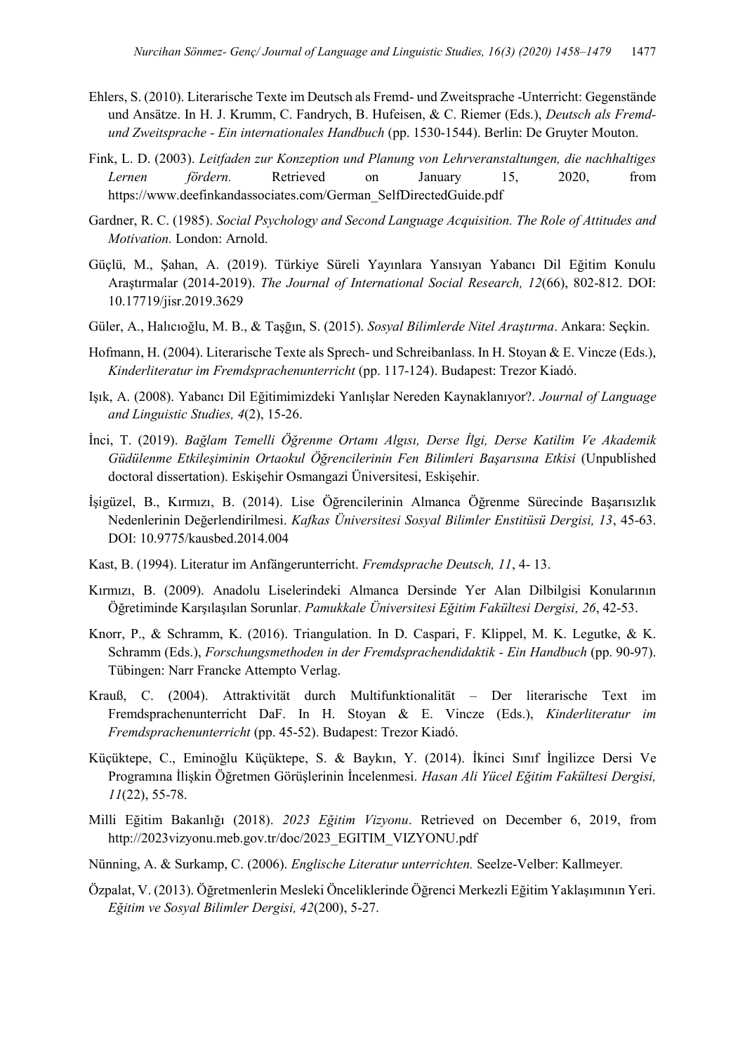Ehlers, S. (2010). Literarische Texte im Deutsch als Fremd- und Zweitsprache -Unterricht: Gegenstände und Ansätze. In H. J. Krumm, C. Fandrych, B. Hufeisen, & C. Riemer (Eds.), *Deutsch als Fremd- und Zweitsprache - Ein internationales Handbuch* (pp. 1530-1544). Berlin: De Gruyter Mouton.

Fink, L. D. (2003). *Leitfaden zur Konzeption und Planung von Lehrveranstaltungen, die nachhaltiges Lernen fördern.* Retrieved on January 15, 2020, from https://www.deefinkandassociates.com/German_SelfDirectedGuide.pdf

Gardner, R. C. (1985). *Social Psychology and Second Language Acquisition. The Role of Attitudes and Motivation.* London: Arnold.

Güçlü, M., Şahan, A. (2019). Türkiye Süreli Yayınlara Yansıyan Yabancı Dil Eğitim Konulu Araştırmalar (2014-2019). *The Journal of International Social Research, 12*(66), 802-812. DOI: 10.17719/jisr.2019.3629

Güler, A., Halıcıoğlu, M. B., & Taşğın, S. (2015). *Sosyal Bilimlerde Nitel Araştırma*. Ankara: Seçkin.

Hofmann, H. (2004). Literarische Texte als Sprech- und Schreibanlass. In H. Stoyan & E. Vincze (Eds.), *Kinderliteratur im Fremdsprachenunterricht* (pp. 117-124). Budapest: Trezor Kiadó.

Işık, A. (2008). Yabancı Dil Eğitimimizdeki Yanlışlar Nereden Kaynaklanıyor?. *Journal of Language and Linguistic Studies, 4*(2), 15-26.

İnci, T. (2019). *Bağlam Temelli Öğrenme Ortamı Algısı, Derse İlgi, Derse Katilim Ve Akademik Güdülenme Etkileşiminin Ortaokul Öğrencilerinin Fen Bilimleri Başarısına Etkisi* (Unpublished doctoral dissertation). Eskişehir Osmangazi Üniversitesi, Eskişehir.

İşigüzel, B., Kırmızı, B. (2014). Lise Öğrencilerinin Almanca Öğrenme Sürecinde Başarısızlık Nedenlerinin Değerlendirilmesi. *Kafkas Üniversitesi Sosyal Bilimler Enstitüsü Dergisi, 13*, 45-63. DOI: 10.9775/kausbed.2014.004

Kast, B. (1994). Literatur im Anfängerunterricht. *Fremdsprache Deutsch, 11*, 4- 13.

Kırmızı, B. (2009). Anadolu Liselerindeki Almanca Dersinde Yer Alan Dilbilgisi Konularının Öğretiminde Karşılaşılan Sorunlar. *Pamukkale Üniversitesi Eğitim Fakültesi Dergisi, 26*, 42-53.

Knorr, P., & Schramm, K. (2016). Triangulation. In D. Caspari, F. Klippel, M. K. Legutke, & K. Schramm (Eds.), *Forschungsmethoden in der Fremdsprachendidaktik - Ein Handbuch* (pp. 90-97). Tübingen: Narr Francke Attempto Verlag.

Krauß, C. (2004). Attraktivität durch Multifunktionalität – Der literarische Text im Fremdsprachenunterricht DaF. In H. Stoyan & E. Vincze (Eds.), *Kinderliteratur im Fremdsprachenunterricht* (pp. 45-52). Budapest: Trezor Kiadó.

Küçüktepe, C., Eminoğlu Küçüktepe, S. & Baykın, Y. (2014). İkinci Sınıf İngilizce Dersi Ve Programına İlişkin Öğretmen Görüşlerinin İncelenmesi. *Hasan Ali Yücel Eğitim Fakültesi Dergisi, 11*(22), 55-78.

Milli Eğitim Bakanlığı (2018). *2023 Eğitim Vizyonu*. Retrieved on December 6, 2019, from http://2023vizyonu.meb.gov.tr/doc/2023_EGITIM_VIZYONU.pdf

Nünning, A. & Surkamp, C. (2006). *Englische Literatur unterrichten.* Seelze-Velber: Kallmeyer.

Özpalat, V. (2013). Öğretmenlerin Mesleki Önceliklerinde Öğrenci Merkezli Eğitim Yaklaşımının Yeri. *Eğitim ve Sosyal Bilimler Dergisi, 42*(200), 5-27.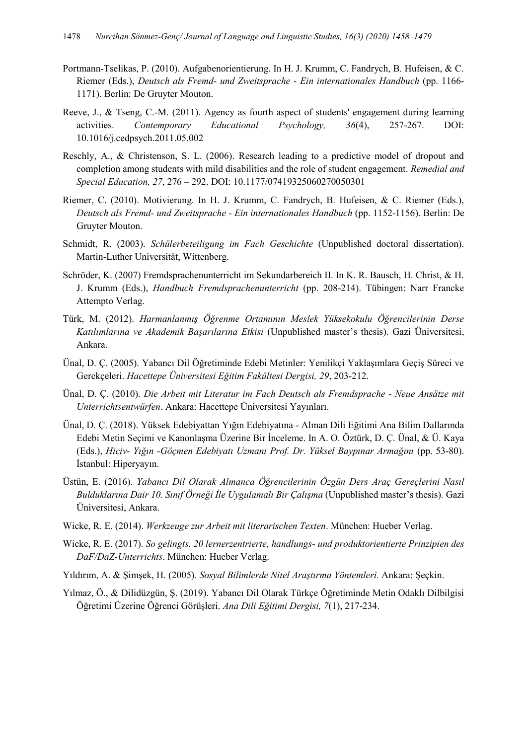Portmann-Tselikas, P. (2010). Aufgabenorientierung. In H. J. Krumm, C. Fandrych, B. Hufeisen, & C. Riemer (Eds.), *Deutsch als Fremd- und Zweitsprache - Ein internationales Handbuch* (pp. 1166-1171). Berlin: De Gruyter Mouton.

Reeve, J., & Tseng, C.-M. (2011). Agency as fourth aspect of students' engagement during learning activities. *Contemporary Educational Psychology, 36*(4), 257-267. DOI: 10.1016/j.cedpsych.2011.05.002

Reschly, A., & Christenson, S. L. (2006). Research leading to a predictive model of dropout and completion among students with mild disabilities and the role of student engagement. *Remedial and Special Education, 27*, 276 – 292. DOI: 10.1177/07419325060270050301

Riemer, C. (2010). Motivierung. In H. J. Krumm, C. Fandrych, B. Hufeisen, & C. Riemer (Eds.), *Deutsch als Fremd- und Zweitsprache - Ein internationales Handbuch* (pp. 1152-1156). Berlin: De Gruyter Mouton.

Schmidt, R. (2003). *Schülerbeteiligung im Fach Geschichte* (Unpublished doctoral dissertation). Martin-Luther Universität, Wittenberg.

Schröder, K. (2007) Fremdsprachenunterricht im Sekundarbereich II. In K. R. Bausch, H. Christ, & H. J. Krumm (Eds.), *Handbuch Fremdsprachenunterricht* (pp. 208-214). Tübingen: Narr Francke Attempto Verlag.

Türk, M. (2012). *Harmanlanmış Öğrenme Ortamının Meslek Yüksekokulu Öğrencilerinin Derse Katılımlarına ve Akademik Başarılarına Etkisi* (Unpublished master's thesis). Gazi Üniversitesi, Ankara.

Ünal, D. Ç. (2005). Yabancı Dil Öğretiminde Edebi Metinler: Yenilikçi Yaklaşımlara Geçiş Süreci ve Gerekçeleri. *Hacettepe Üniversitesi Eğitim Fakültesi Dergisi, 29*, 203-212.

Ünal, D. Ç. (2010). *Die Arbeit mit Literatur im Fach Deutsch als Fremdsprache - Neue Ansätze mit Unterrichtsentwürfen*. Ankara: Hacettepe Üniversitesi Yayınları.

Ünal, D. Ç. (2018). Yüksek Edebiyattan Yığın Edebiyatına - Alman Dili Eğitimi Ana Bilim Dallarında Edebi Metin Seçimi ve Kanonlaşma Üzerine Bir İnceleme. In A. O. Öztürk, D. Ç. Ünal, & Ü. Kaya (Eds.), *Hiciv- Yığın -Göçmen Edebiyatı Uzmanı Prof. Dr. Yüksel Baypınar Armağını* (pp. 53-80). İstanbul: Hiperyayın.

Üstün, E. (2016). *Yabancı Dil Olarak Almanca Öğrencilerinin Özgün Ders Araç Gereçlerini Nasıl Bulduklarına Dair 10. Sınıf Örneği İle Uygulamalı Bir Çalışma* (Unpublished master's thesis). Gazi Üniversitesi, Ankara.

Wicke, R. E. (2014). *Werkzeuge zur Arbeit mit literarischen Texten*. München: Hueber Verlag.

Wicke, R. E. (2017). *So gelingts. 20 lernerzentrierte, handlungs- und produktorientierte Prinzipien des DaF/DaZ-Unterrichts*. München: Hueber Verlag.

Yıldırım, A. & Şimşek, H. (2005). *Sosyal Bilimlerde Nitel Araştırma Yöntemleri.* Ankara: Şeçkin.

Yılmaz, Ö., & Dilidüzgün, Ş. (2019). Yabancı Dil Olarak Türkçe Öğretiminde Metin Odaklı Dilbilgisi Öğretimi Üzerine Öğrenci Görüşleri. *Ana Dili Eğitimi Dergisi, 7*(1), 217-234.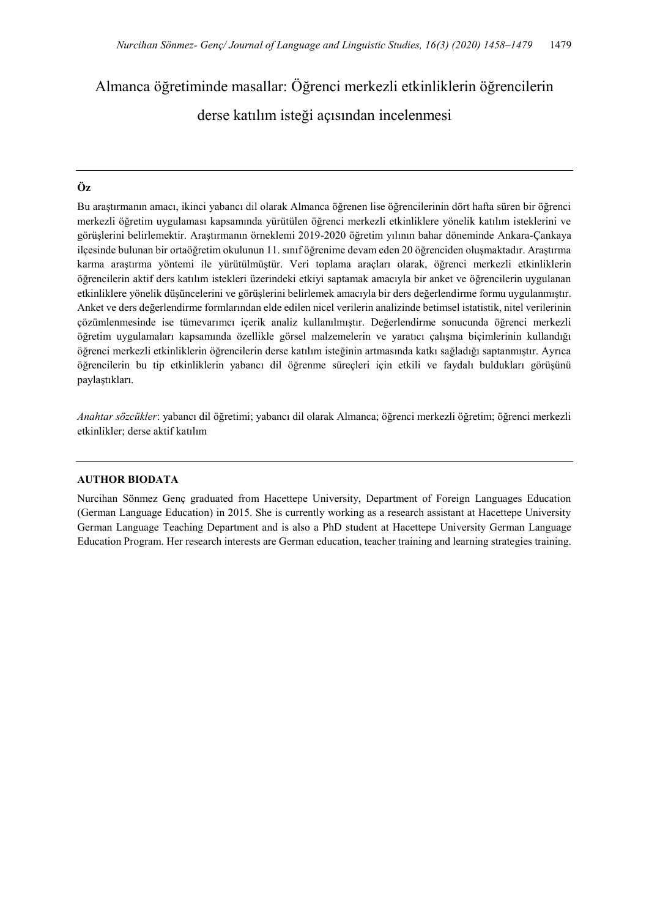# Almanca öğretiminde masallar: Öğrenci merkezli etkinliklerin öğrencilerin derse katılım isteği açısından incelenmesi

## Öz

Bu araştırmanın amacı, ikinci yabancı dil olarak Almanca öğrenen lise öğrencilerinin dört hafta süren bir öğrenci merkezli öğretim uygulaması kapsamında yürütülen öğrenci merkezli etkinliklere yönelik katılım isteklerini ve görüşlerini belirlemektir. Araştırmanın örneklemi 2019-2020 öğretim yılının bahar döneminde Ankara-Çankaya ilçesinde bulunan bir ortaöğretim okulunun 11. sınıf öğrenimine devam eden 20 öğrenciden oluşmaktadır. Araştırma karma araştırma yöntemi ile yürütülmüştür. Veri toplama araçları olarak, öğrenci merkezli etkinliklerin öğrencilerin aktif ders katılım istekleri üzerindeki etkiyi saptamak amacıyla bir anket ve öğrencilerin uygulanan etkinliklere yönelik düşüncelerini ve görüşlerini belirlemek amacıyla bir ders değerlendirme formu uygulanmıştır. Anket ve ders değerlendirme formlarından elde edilen nicel verilerin analizinde betimsel istatistik, nitel verilerinin çözümlenmesinde ise tümevarımcı içerik analiz kullanılmıştır. Değerlendirme sonucunda öğrenci merkezli öğretim uygulamaları kapsamında özellikle görsel malzemelerin ve yaratıcı çalışma biçimlerinin kullandığı öğrenci merkezli etkinliklerin öğrencilerin derse katılım isteğinin artmasında katkı sağladığı saptanmıştır. Ayrıca öğrencilerin bu tip etkinliklerin yabancı dil öğrenme süreçleri için etkili ve faydalı buldukları görüşünü paylaştıkları.

*Anahtar sözcükler*: yabancı dil öğretimi; yabancı dil olarak Almanca; öğrenci merkezli öğretim; öğrenci merkezli etkinlikler; derse aktif katılım

## AUTHOR BIODATA

Nurcihan Sönmez Genç graduated from Hacettepe University, Department of Foreign Languages Education (German Language Education) in 2015. She is currently working as a research assistant at Hacettepe University German Language Teaching Department and is also a PhD student at Hacettepe University German Language Education Program. Her research interests are German education, teacher training and learning strategies training.